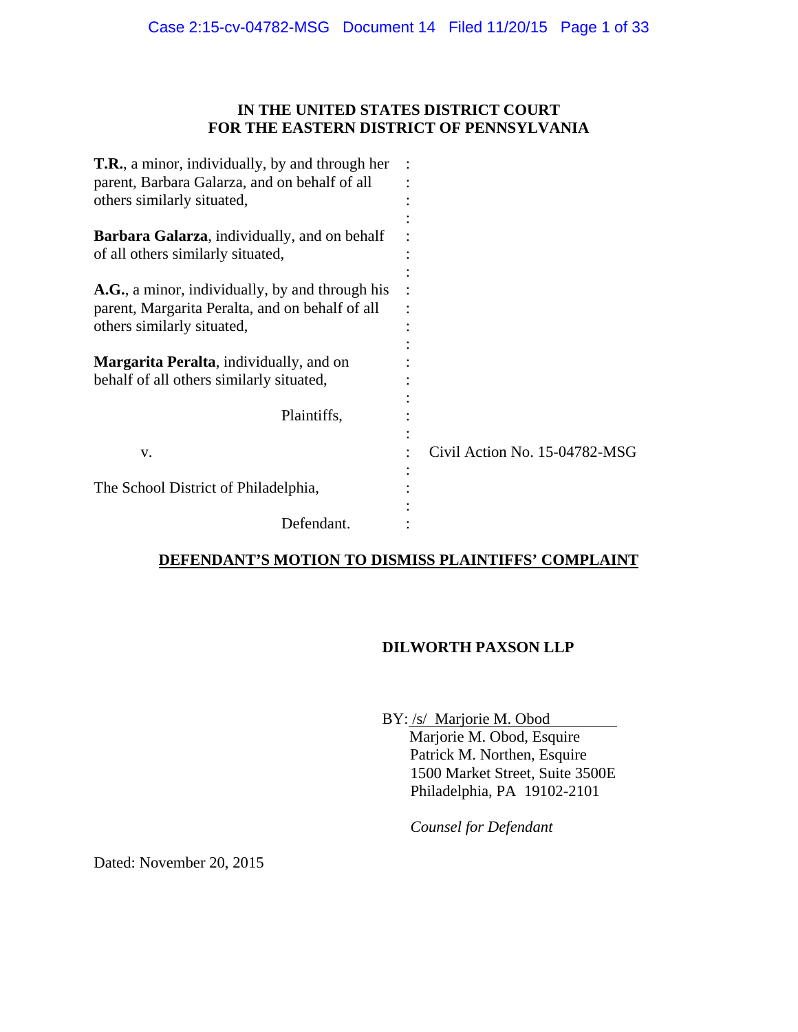# IN THE UNITED STATES DISTRICT COURT
# FOR THE EASTERN DISTRICT OF PENNSYLVANIA

**T.R.**, a minor, individually, by and through her parent, Barbara Galarza, and on behalf of all others similarly situated,

**Barbara Galarza**, individually, and on behalf of all others similarly situated,

**A.G.**, a minor, individually, by and through his parent, Margarita Peralta, and on behalf of all others similarly situated,

**Margarita Peralta**, individually, and on behalf of all others similarly situated,

Plaintiffs,

v. : Civil Action No. 15-04782-MSG

The School District of Philadelphia,

Defendant.

## DEFENDANT'S MOTION TO DISMISS PLAINTIFFS' COMPLAINT

**DILWORTH PAXSON LLP**

BY: /s/ Marjorie M. Obod
Marjorie M. Obod, Esquire
Patrick M. Northen, Esquire
1500 Market Street, Suite 3500E
Philadelphia, PA 19102-2101

*Counsel for Defendant*

Dated: November 20, 2015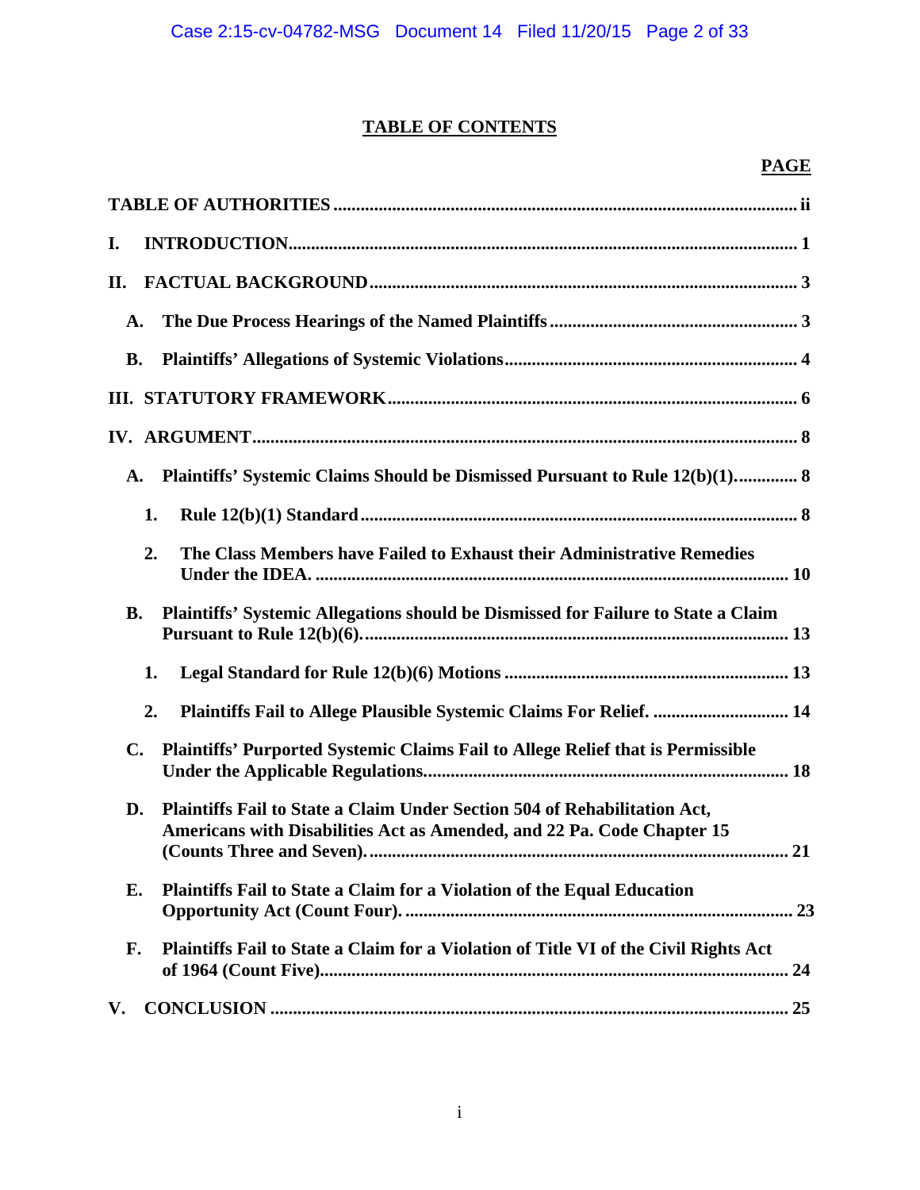# TABLE OF CONTENTS

| | PAGE |
|---|---|
| **TABLE OF AUTHORITIES** | **ii** |
| **I. INTRODUCTION** | **1** |
| **II. FACTUAL BACKGROUND** | **3** |
| **A. The Due Process Hearings of the Named Plaintiffs** | **3** |
| **B. Plaintiffs' Allegations of Systemic Violations** | **4** |
| **III. STATUTORY FRAMEWORK** | **6** |
| **IV. ARGUMENT** | **8** |
| **A. Plaintiffs' Systemic Claims Should be Dismissed Pursuant to Rule 12(b)(1).** | **8** |
| **1. Rule 12(b)(1) Standard** | **8** |
| **2. The Class Members have Failed to Exhaust their Administrative Remedies Under the IDEA.** | **10** |
| **B. Plaintiffs' Systemic Allegations should be Dismissed for Failure to State a Claim Pursuant to Rule 12(b)(6).** | **13** |
| **1. Legal Standard for Rule 12(b)(6) Motions** | **13** |
| **2. Plaintiffs Fail to Allege Plausible Systemic Claims For Relief.** | **14** |
| **C. Plaintiffs' Purported Systemic Claims Fail to Allege Relief that is Permissible Under the Applicable Regulations.** | **18** |
| **D. Plaintiffs Fail to State a Claim Under Section 504 of Rehabilitation Act, Americans with Disabilities Act as Amended, and 22 Pa. Code Chapter 15 (Counts Three and Seven).** | **21** |
| **E. Plaintiffs Fail to State a Claim for a Violation of the Equal Education Opportunity Act (Count Four).** | **23** |
| **F. Plaintiffs Fail to State a Claim for a Violation of Title VI of the Civil Rights Act of 1964 (Count Five)** | **24** |
| **V. CONCLUSION** | **25** |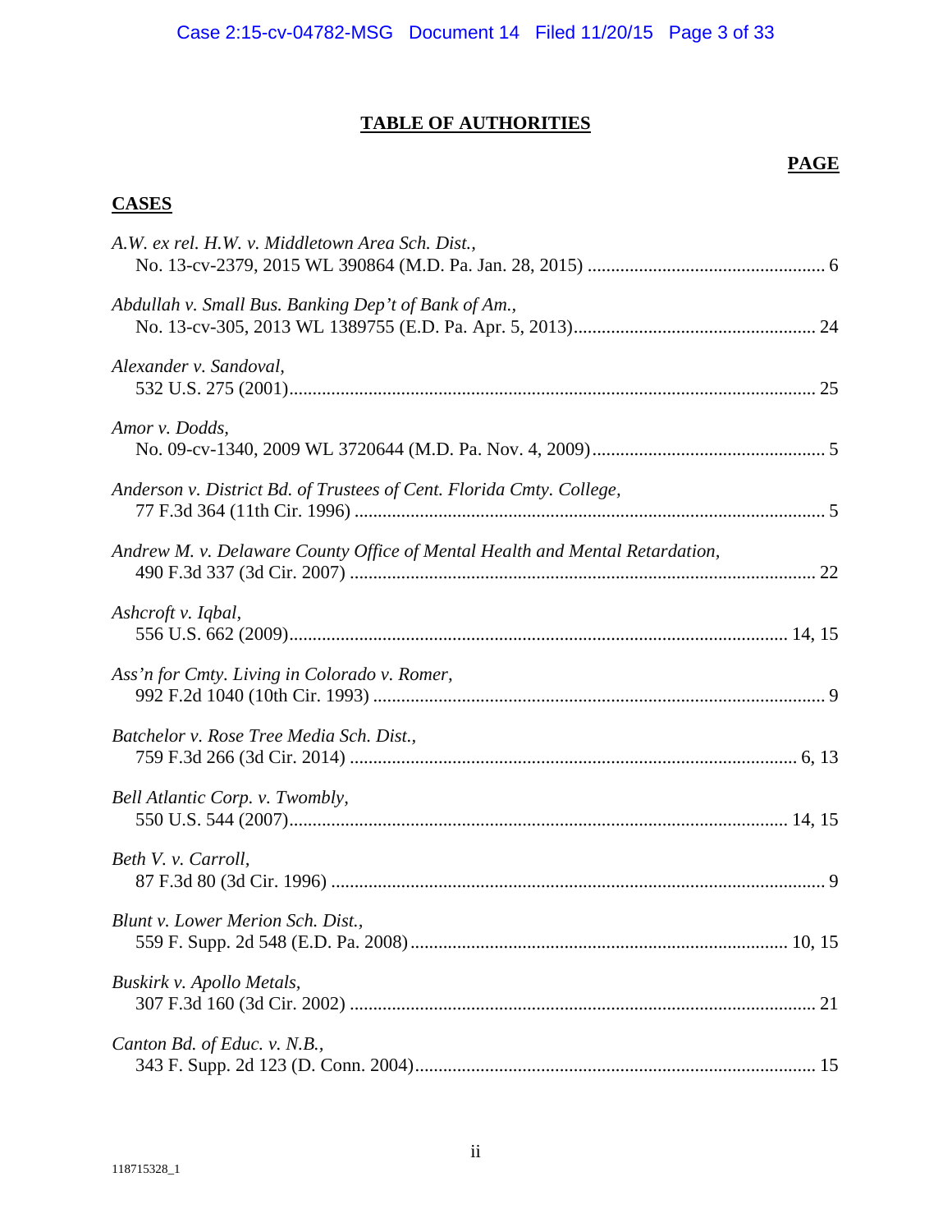# TABLE OF AUTHORITIES

**PAGE**

## CASES

*A.W. ex rel. H.W. v. Middletown Area Sch. Dist.*,
No. 13-cv-2379, 2015 WL 390864 (M.D. Pa. Jan. 28, 2015) .................................................. 6

*Abdullah v. Small Bus. Banking Dep't of Bank of Am.*,
No. 13-cv-305, 2013 WL 1389755 (E.D. Pa. Apr. 5, 2013).................................................. 24

*Alexander v. Sandoval*,
532 U.S. 275 (2001)................................................................................................................ 25

*Amor v. Dodds*,
No. 09-cv-1340, 2009 WL 3720644 (M.D. Pa. Nov. 4, 2009)................................................. 5

*Anderson v. District Bd. of Trustees of Cent. Florida Cmty. College*,
77 F.3d 364 (11th Cir. 1996) .................................................................................................... 5

*Andrew M. v. Delaware County Office of Mental Health and Mental Retardation*,
490 F.3d 337 (3d Cir. 2007) ................................................................................................... 22

*Ashcroft v. Iqbal*,
556 U.S. 662 (2009)........................................................................................................ 14, 15

*Ass'n for Cmty. Living in Colorado v. Romer*,
992 F.2d 1040 (10th Cir. 1993) ................................................................................................ 9

*Batchelor v. Rose Tree Media Sch. Dist.*,
759 F.3d 266 (3d Cir. 2014) ............................................................................................... 6, 13

*Bell Atlantic Corp. v. Twombly*,
550 U.S. 544 (2007)........................................................................................................ 14, 15

*Beth V. v. Carroll*,
87 F.3d 80 (3d Cir. 1996) ......................................................................................................... 9

*Blunt v. Lower Merion Sch. Dist.*,
559 F. Supp. 2d 548 (E.D. Pa. 2008)............................................................................... 10, 15

*Buskirk v. Apollo Metals*,
307 F.3d 160 (3d Cir. 2002) ................................................................................................... 21

*Canton Bd. of Educ. v. N.B.*,
343 F. Supp. 2d 123 (D. Conn. 2004)..................................................................................... 15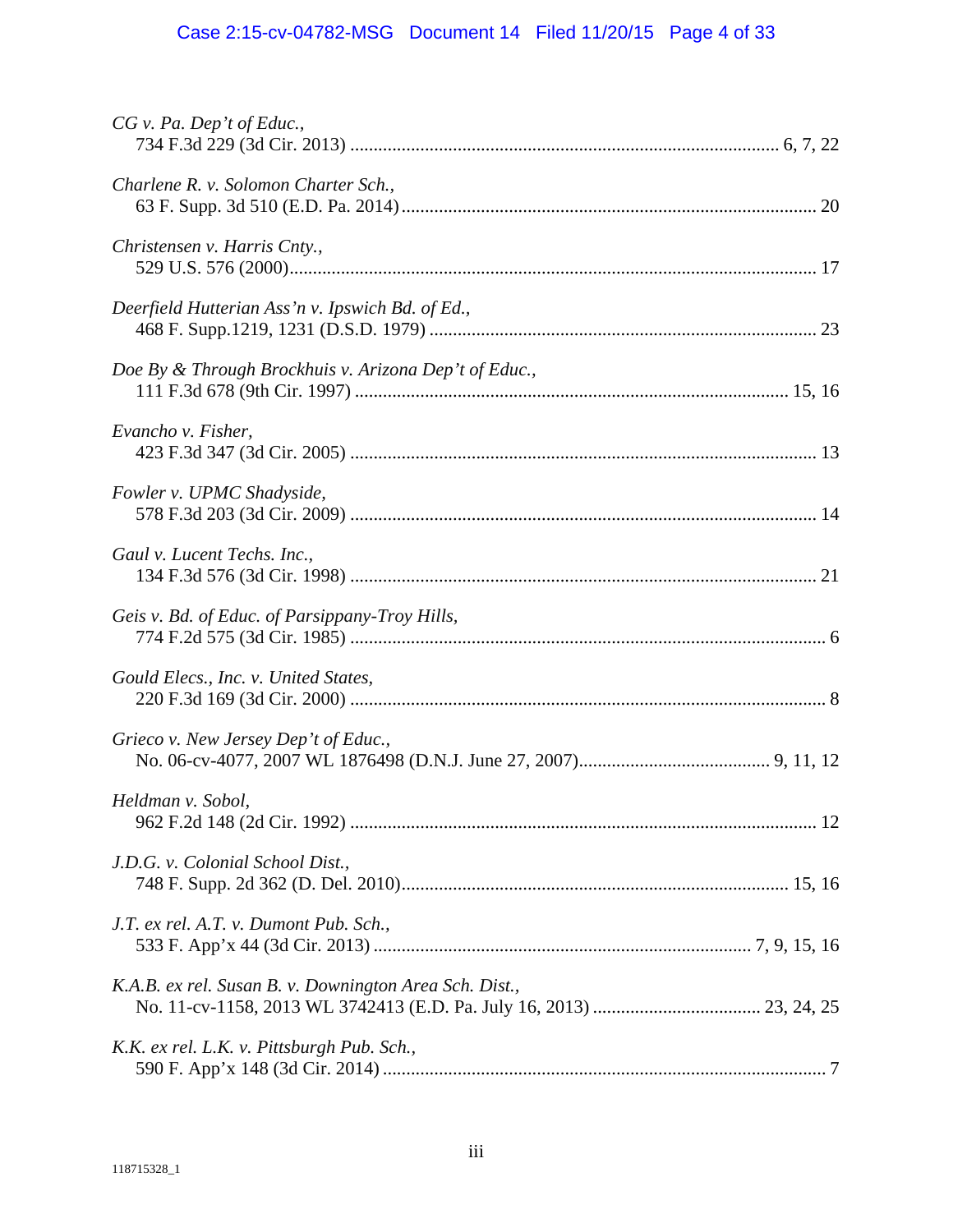*CG v. Pa. Dep't of Educ.*,
734 F.3d 229 (3d Cir. 2013) ............................................................................................ 6, 7, 22

*Charlene R. v. Solomon Charter Sch.*,
63 F. Supp. 3d 510 (E.D. Pa. 2014) ......................................................................................... 20

*Christensen v. Harris Cnty.*,
529 U.S. 576 (2000) ................................................................................................................. 17

*Deerfield Hutterian Ass'n v. Ipswich Bd. of Ed.*,
468 F. Supp.1219, 1231 (D.S.D. 1979) ................................................................................... 23

*Doe By & Through Brockhuis v. Arizona Dep't of Educ.*,
111 F.3d 678 (9th Cir. 1997) ............................................................................................ 15, 16

*Evancho v. Fisher*,
423 F.3d 347 (3d Cir. 2005) .................................................................................................... 13

*Fowler v. UPMC Shadyside*,
578 F.3d 203 (3d Cir. 2009) .................................................................................................... 14

*Gaul v. Lucent Techs. Inc.*,
134 F.3d 576 (3d Cir. 1998) .................................................................................................... 21

*Geis v. Bd. of Educ. of Parsippany-Troy Hills*,
774 F.2d 575 (3d Cir. 1985) ...................................................................................................... 6

*Gould Elecs., Inc. v. United States*,
220 F.3d 169 (3d Cir. 2000) ...................................................................................................... 8

*Grieco v. New Jersey Dep't of Educ.*,
No. 06-cv-4077, 2007 WL 1876498 (D.N.J. June 27, 2007) ......................................... 9, 11, 12

*Heldman v. Sobol*,
962 F.2d 148 (2d Cir. 1992) .................................................................................................... 12

*J.D.G. v. Colonial School Dist.*,
748 F. Supp. 2d 362 (D. Del. 2010) .................................................................................. 15, 16

*J.T. ex rel. A.T. v. Dumont Pub. Sch.*,
533 F. App'x 44 (3d Cir. 2013) ................................................................................ 7, 9, 15, 16

*K.A.B. ex rel. Susan B. v. Downington Area Sch. Dist.*,
No. 11-cv-1158, 2013 WL 3742413 (E.D. Pa. July 16, 2013) .................................... 23, 24, 25

*K.K. ex rel. L.K. v. Pittsburgh Pub. Sch.*,
590 F. App'x 148 (3d Cir. 2014) ............................................................................................... 7

118715328_1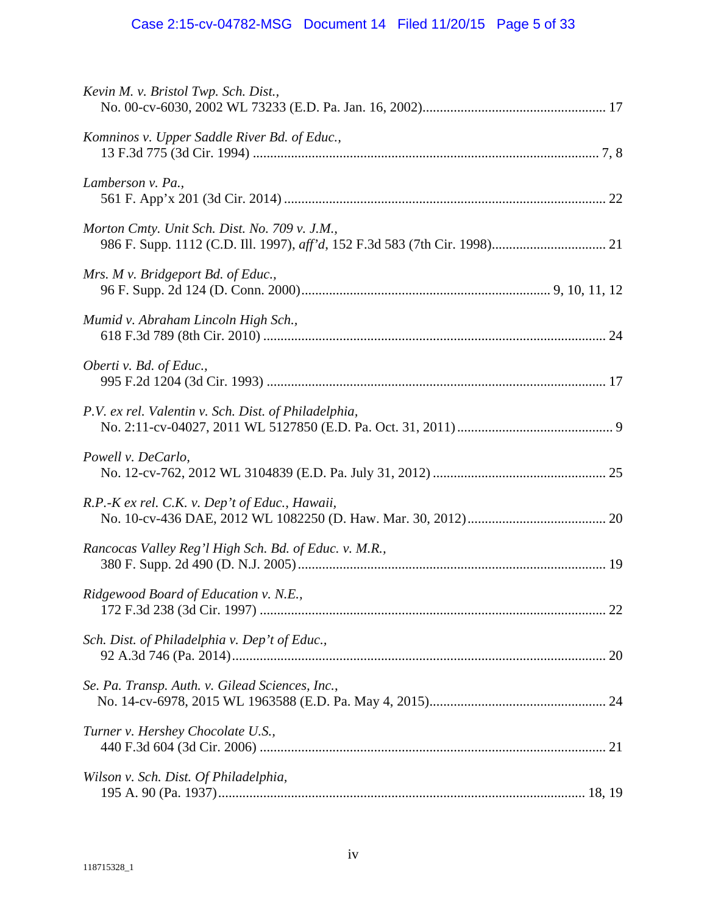*Kevin M. v. Bristol Twp. Sch. Dist.*,
No. 00-cv-6030, 2002 WL 73233 (E.D. Pa. Jan. 16, 2002) .................................................... 17

*Komninos v. Upper Saddle River Bd. of Educ.*,
13 F.3d 775 (3d Cir. 1994) ...................................................................................................... 7, 8

*Lamberson v. Pa.*,
561 F. App'x 201 (3d Cir. 2014) ............................................................................................ 22

*Morton Cmty. Unit Sch. Dist. No. 709 v. J.M.*,
986 F. Supp. 1112 (C.D. Ill. 1997), *aff'd*, 152 F.3d 583 (7th Cir. 1998) ................................ 21

*Mrs. M v. Bridgeport Bd. of Educ.*,
96 F. Supp. 2d 124 (D. Conn. 2000) ....................................................................... 9, 10, 11, 12

*Mumid v. Abraham Lincoln High Sch.*,
618 F.3d 789 (8th Cir. 2010) .................................................................................................. 24

*Oberti v. Bd. of Educ.*,
995 F.2d 1204 (3d Cir. 1993) ................................................................................................. 17

*P.V. ex rel. Valentin v. Sch. Dist. of Philadelphia*,
No. 2:11-cv-04027, 2011 WL 5127850 (E.D. Pa. Oct. 31, 2011) ............................................. 9

*Powell v. DeCarlo*,
No. 12-cv-762, 2012 WL 3104839 (E.D. Pa. July 31, 2012) ................................................. 25

*R.P.-K ex rel. C.K. v. Dep't of Educ., Hawaii*,
No. 10-cv-436 DAE, 2012 WL 1082250 (D. Haw. Mar. 30, 2012) ....................................... 20

*Rancocas Valley Reg'l High Sch. Bd. of Educ. v. M.R.*,
380 F. Supp. 2d 490 (D. N.J. 2005) ........................................................................................ 19

*Ridgewood Board of Education v. N.E.*,
172 F.3d 238 (3d Cir. 1997) ................................................................................................... 22

*Sch. Dist. of Philadelphia v. Dep't of Educ.*,
92 A.3d 746 (Pa. 2014) ........................................................................................................... 20

*Se. Pa. Transp. Auth. v. Gilead Sciences, Inc.*,
No. 14-cv-6978, 2015 WL 1963588 (E.D. Pa. May 4, 2015) .................................................. 24

*Turner v. Hershey Chocolate U.S.*,
440 F.3d 604 (3d Cir. 2006) ................................................................................................... 21

*Wilson v. Sch. Dist. Of Philadelphia*,
195 A. 90 (Pa. 1937) ......................................................................................................... 18, 19

118715328_1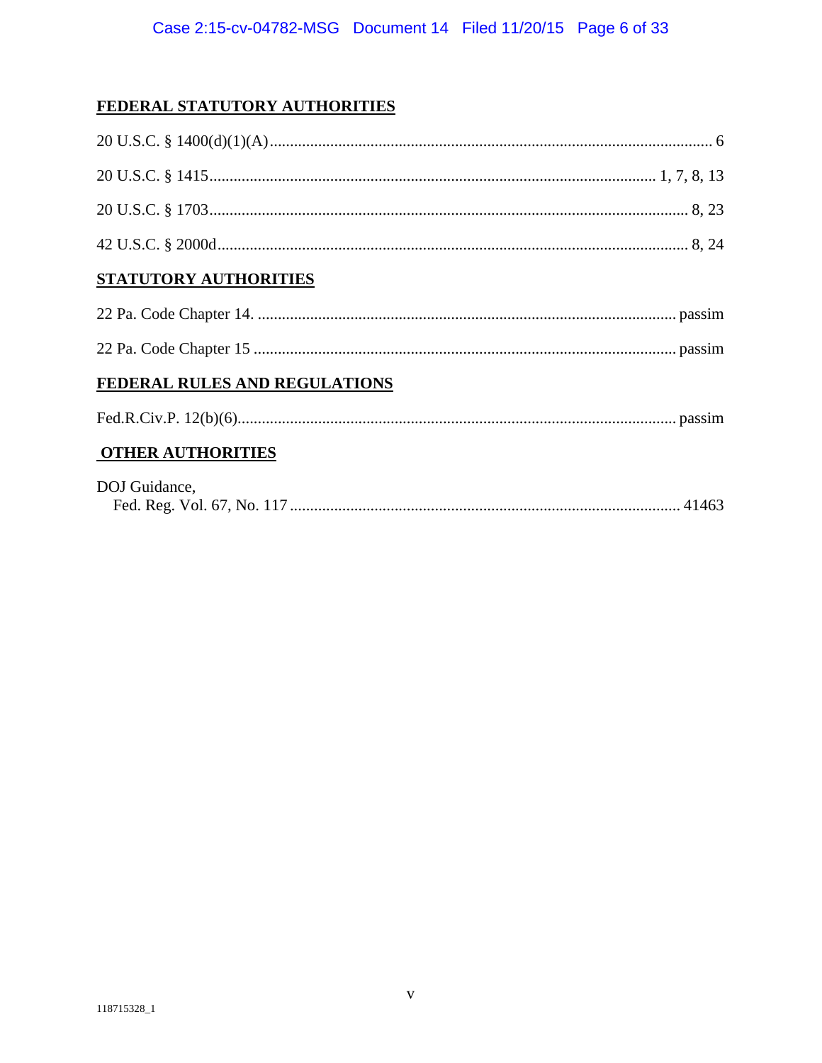**FEDERAL STATUTORY AUTHORITIES**

20 U.S.C. § 1400(d)(1)(A) ........ 6

20 U.S.C. § 1415 ........ 1, 7, 8, 13

20 U.S.C. § 1703 ........ 8, 23

42 U.S.C. § 2000d ........ 8, 24

**STATUTORY AUTHORITIES**

22 Pa. Code Chapter 14. ........ passim

22 Pa. Code Chapter 15 ........ passim

**FEDERAL RULES AND REGULATIONS**

Fed.R.Civ.P. 12(b)(6) ........ passim

**OTHER AUTHORITIES**

DOJ Guidance,
Fed. Reg. Vol. 67, No. 117 ........ 41463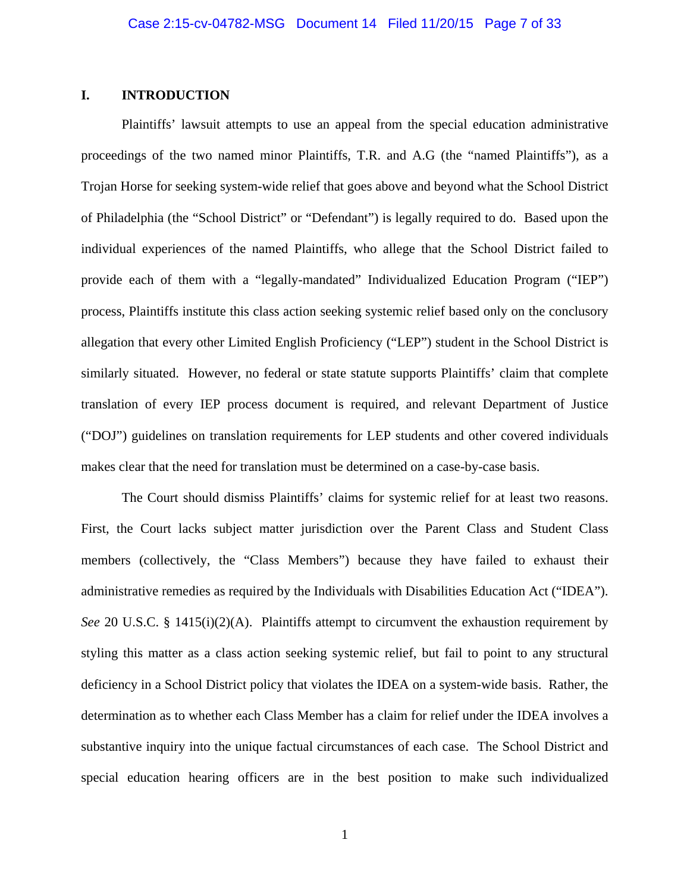## I. INTRODUCTION

Plaintiffs' lawsuit attempts to use an appeal from the special education administrative proceedings of the two named minor Plaintiffs, T.R. and A.G (the "named Plaintiffs"), as a Trojan Horse for seeking system-wide relief that goes above and beyond what the School District of Philadelphia (the "School District" or "Defendant") is legally required to do. Based upon the individual experiences of the named Plaintiffs, who allege that the School District failed to provide each of them with a "legally-mandated" Individualized Education Program ("IEP") process, Plaintiffs institute this class action seeking systemic relief based only on the conclusory allegation that every other Limited English Proficiency ("LEP") student in the School District is similarly situated. However, no federal or state statute supports Plaintiffs' claim that complete translation of every IEP process document is required, and relevant Department of Justice ("DOJ") guidelines on translation requirements for LEP students and other covered individuals makes clear that the need for translation must be determined on a case-by-case basis.

The Court should dismiss Plaintiffs' claims for systemic relief for at least two reasons. First, the Court lacks subject matter jurisdiction over the Parent Class and Student Class members (collectively, the "Class Members") because they have failed to exhaust their administrative remedies as required by the Individuals with Disabilities Education Act ("IDEA"). *See* 20 U.S.C. § 1415(i)(2)(A). Plaintiffs attempt to circumvent the exhaustion requirement by styling this matter as a class action seeking systemic relief, but fail to point to any structural deficiency in a School District policy that violates the IDEA on a system-wide basis. Rather, the determination as to whether each Class Member has a claim for relief under the IDEA involves a substantive inquiry into the unique factual circumstances of each case. The School District and special education hearing officers are in the best position to make such individualized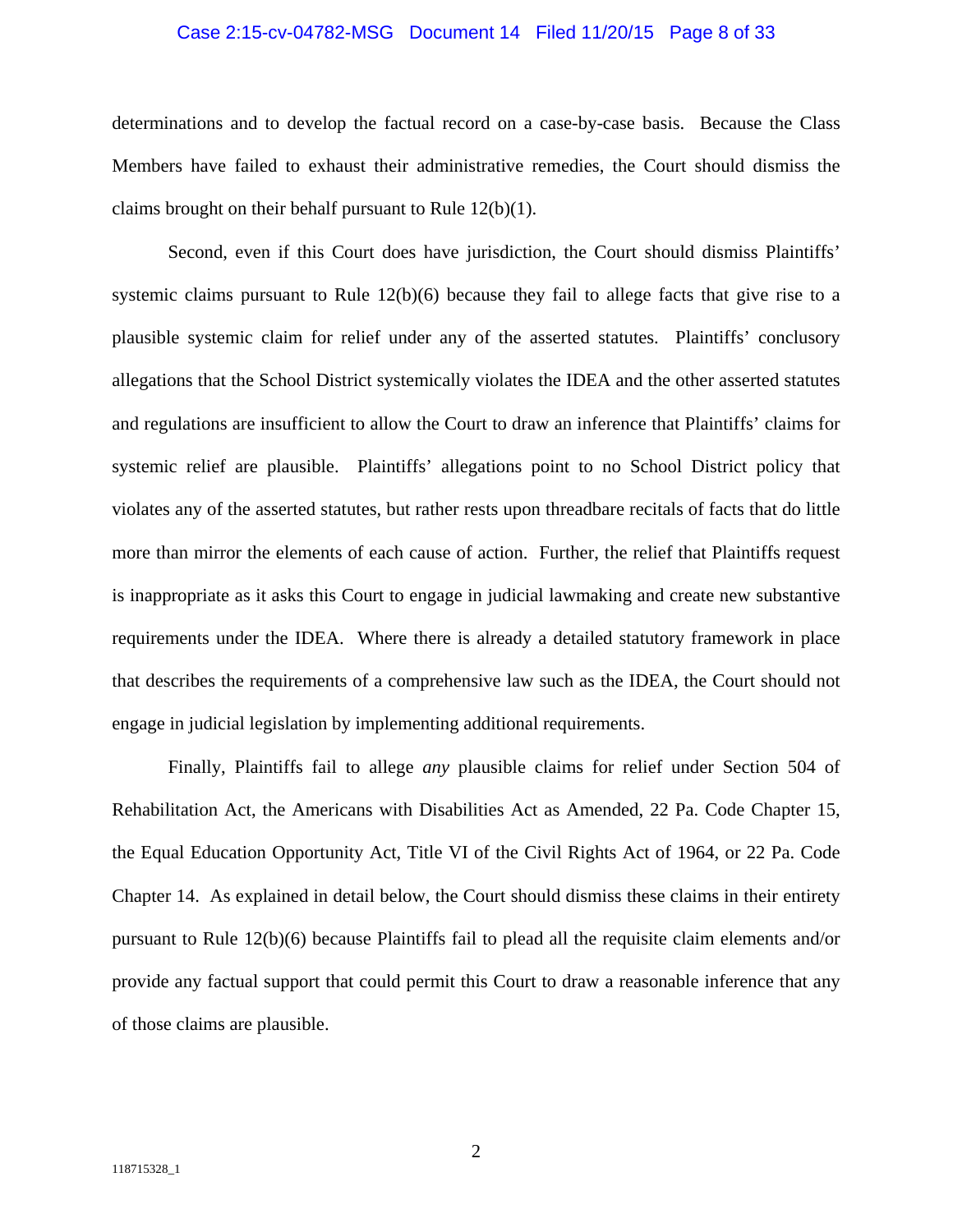determinations and to develop the factual record on a case-by-case basis. Because the Class Members have failed to exhaust their administrative remedies, the Court should dismiss the claims brought on their behalf pursuant to Rule 12(b)(1).

Second, even if this Court does have jurisdiction, the Court should dismiss Plaintiffs' systemic claims pursuant to Rule 12(b)(6) because they fail to allege facts that give rise to a plausible systemic claim for relief under any of the asserted statutes. Plaintiffs' conclusory allegations that the School District systemically violates the IDEA and the other asserted statutes and regulations are insufficient to allow the Court to draw an inference that Plaintiffs' claims for systemic relief are plausible. Plaintiffs' allegations point to no School District policy that violates any of the asserted statutes, but rather rests upon threadbare recitals of facts that do little more than mirror the elements of each cause of action. Further, the relief that Plaintiffs request is inappropriate as it asks this Court to engage in judicial lawmaking and create new substantive requirements under the IDEA. Where there is already a detailed statutory framework in place that describes the requirements of a comprehensive law such as the IDEA, the Court should not engage in judicial legislation by implementing additional requirements.

Finally, Plaintiffs fail to allege *any* plausible claims for relief under Section 504 of Rehabilitation Act, the Americans with Disabilities Act as Amended, 22 Pa. Code Chapter 15, the Equal Education Opportunity Act, Title VI of the Civil Rights Act of 1964, or 22 Pa. Code Chapter 14. As explained in detail below, the Court should dismiss these claims in their entirety pursuant to Rule 12(b)(6) because Plaintiffs fail to plead all the requisite claim elements and/or provide any factual support that could permit this Court to draw a reasonable inference that any of those claims are plausible.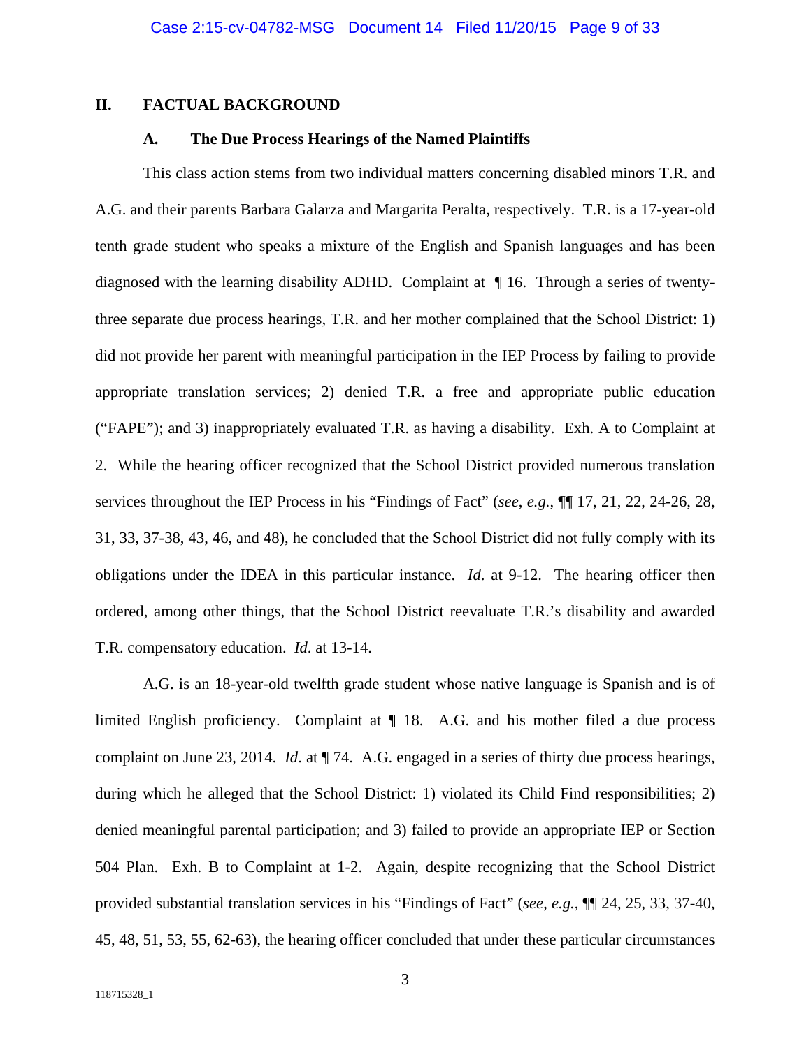## II. FACTUAL BACKGROUND

### A. The Due Process Hearings of the Named Plaintiffs

This class action stems from two individual matters concerning disabled minors T.R. and A.G. and their parents Barbara Galarza and Margarita Peralta, respectively. T.R. is a 17-year-old tenth grade student who speaks a mixture of the English and Spanish languages and has been diagnosed with the learning disability ADHD. Complaint at ¶ 16. Through a series of twenty-three separate due process hearings, T.R. and her mother complained that the School District: 1) did not provide her parent with meaningful participation in the IEP Process by failing to provide appropriate translation services; 2) denied T.R. a free and appropriate public education ("FAPE"); and 3) inappropriately evaluated T.R. as having a disability. Exh. A to Complaint at 2. While the hearing officer recognized that the School District provided numerous translation services throughout the IEP Process in his "Findings of Fact" (*see*, *e.g.*, ¶¶ 17, 21, 22, 24-26, 28, 31, 33, 37-38, 43, 46, and 48), he concluded that the School District did not fully comply with its obligations under the IDEA in this particular instance. *Id.* at 9-12. The hearing officer then ordered, among other things, that the School District reevaluate T.R.'s disability and awarded T.R. compensatory education. *Id.* at 13-14.

A.G. is an 18-year-old twelfth grade student whose native language is Spanish and is of limited English proficiency. Complaint at ¶ 18. A.G. and his mother filed a due process complaint on June 23, 2014. *Id*. at ¶ 74. A.G. engaged in a series of thirty due process hearings, during which he alleged that the School District: 1) violated its Child Find responsibilities; 2) denied meaningful parental participation; and 3) failed to provide an appropriate IEP or Section 504 Plan. Exh. B to Complaint at 1-2. Again, despite recognizing that the School District provided substantial translation services in his "Findings of Fact" (*see*, *e.g.*, ¶¶ 24, 25, 33, 37-40, 45, 48, 51, 53, 55, 62-63), the hearing officer concluded that under these particular circumstances

118715328_1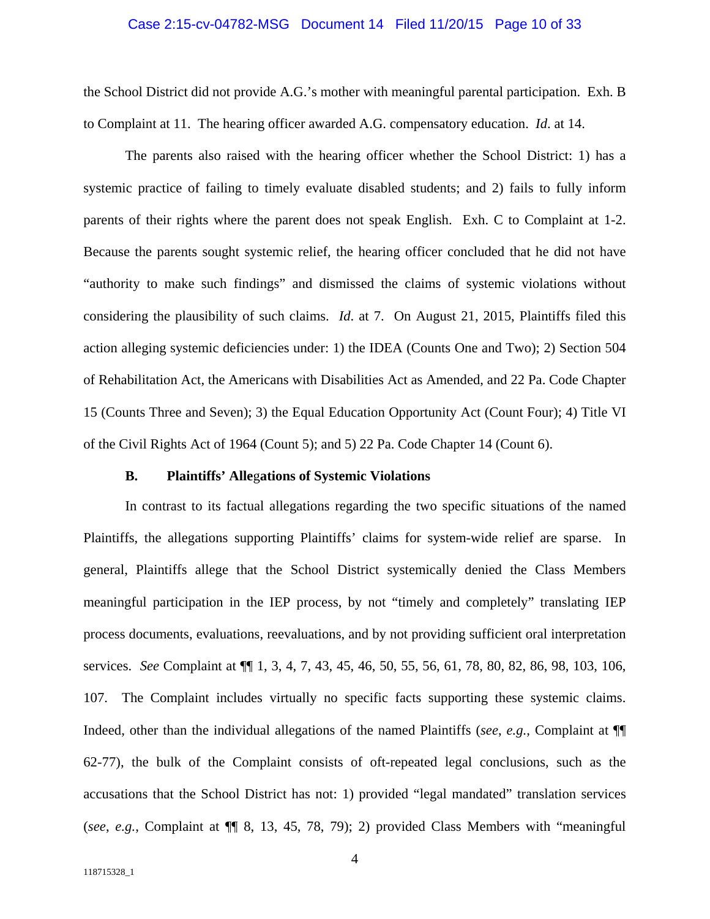the School District did not provide A.G.'s mother with meaningful parental participation. Exh. B to Complaint at 11. The hearing officer awarded A.G. compensatory education. *Id*. at 14.

The parents also raised with the hearing officer whether the School District: 1) has a systemic practice of failing to timely evaluate disabled students; and 2) fails to fully inform parents of their rights where the parent does not speak English. Exh. C to Complaint at 1-2. Because the parents sought systemic relief, the hearing officer concluded that he did not have "authority to make such findings" and dismissed the claims of systemic violations without considering the plausibility of such claims. *Id*. at 7. On August 21, 2015, Plaintiffs filed this action alleging systemic deficiencies under: 1) the IDEA (Counts One and Two); 2) Section 504 of Rehabilitation Act, the Americans with Disabilities Act as Amended, and 22 Pa. Code Chapter 15 (Counts Three and Seven); 3) the Equal Education Opportunity Act (Count Four); 4) Title VI of the Civil Rights Act of 1964 (Count 5); and 5) 22 Pa. Code Chapter 14 (Count 6).

### B. Plaintiffs' Allegations of Systemic Violations

In contrast to its factual allegations regarding the two specific situations of the named Plaintiffs, the allegations supporting Plaintiffs' claims for system-wide relief are sparse. In general, Plaintiffs allege that the School District systemically denied the Class Members meaningful participation in the IEP process, by not "timely and completely" translating IEP process documents, evaluations, reevaluations, and by not providing sufficient oral interpretation services. *See* Complaint at ¶¶ 1, 3, 4, 7, 43, 45, 46, 50, 55, 56, 61, 78, 80, 82, 86, 98, 103, 106, 107. The Complaint includes virtually no specific facts supporting these systemic claims. Indeed, other than the individual allegations of the named Plaintiffs (*see*, *e.g.*, Complaint at ¶¶ 62-77), the bulk of the Complaint consists of oft-repeated legal conclusions, such as the accusations that the School District has not: 1) provided "legal mandated" translation services (*see*, *e.g.*, Complaint at ¶¶ 8, 13, 45, 78, 79); 2) provided Class Members with "meaningful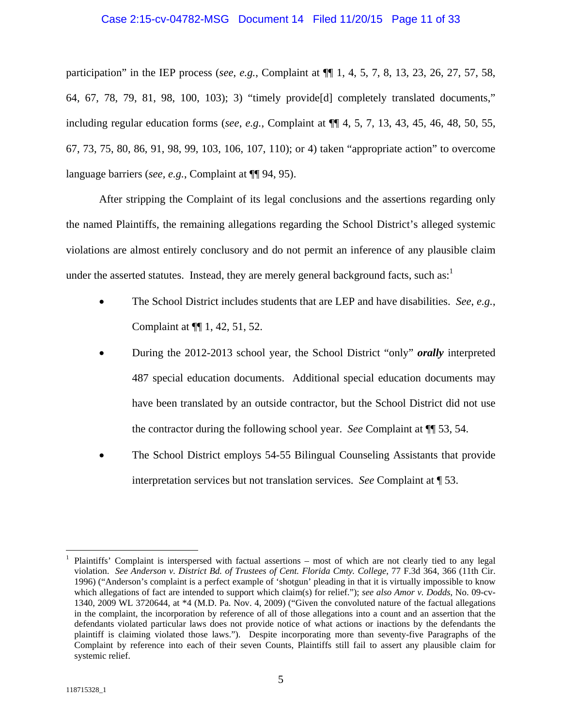participation" in the IEP process (*see*, *e.g.*, Complaint at ¶¶ 1, 4, 5, 7, 8, 13, 23, 26, 27, 57, 58, 64, 67, 78, 79, 81, 98, 100, 103); 3) "timely provide[d] completely translated documents," including regular education forms (*see*, *e.g.*, Complaint at ¶¶ 4, 5, 7, 13, 43, 45, 46, 48, 50, 55, 67, 73, 75, 80, 86, 91, 98, 99, 103, 106, 107, 110); or 4) taken "appropriate action" to overcome language barriers (*see*, *e.g.*, Complaint at ¶¶ 94, 95).

After stripping the Complaint of its legal conclusions and the assertions regarding only the named Plaintiffs, the remaining allegations regarding the School District's alleged systemic violations are almost entirely conclusory and do not permit an inference of any plausible claim under the asserted statutes. Instead, they are merely general background facts, such as:[1]

- The School District includes students that are LEP and have disabilities. *See*, *e.g.*, Complaint at ¶¶ 1, 42, 51, 52.
- During the 2012-2013 school year, the School District "only" ***orally*** interpreted 487 special education documents. Additional special education documents may have been translated by an outside contractor, but the School District did not use the contractor during the following school year. *See* Complaint at ¶¶ 53, 54.
- The School District employs 54-55 Bilingual Counseling Assistants that provide interpretation services but not translation services. *See* Complaint at ¶ 53.

---

[1] Plaintiffs' Complaint is interspersed with factual assertions – most of which are not clearly tied to any legal violation. *See Anderson v. District Bd. of Trustees of Cent. Florida Cmty. College*, 77 F.3d 364, 366 (11th Cir. 1996) ("Anderson's complaint is a perfect example of 'shotgun' pleading in that it is virtually impossible to know which allegations of fact are intended to support which claim(s) for relief."); *see also Amor v. Dodds*, No. 09-cv-1340, 2009 WL 3720644, at *4 (M.D. Pa. Nov. 4, 2009) ("Given the convoluted nature of the factual allegations in the complaint, the incorporation by reference of all of those allegations into a count and an assertion that the defendants violated particular laws does not provide notice of what actions or inactions by the defendants the plaintiff is claiming violated those laws."). Despite incorporating more than seventy-five Paragraphs of the Complaint by reference into each of their seven Counts, Plaintiffs still fail to assert any plausible claim for systemic relief.

118715328_1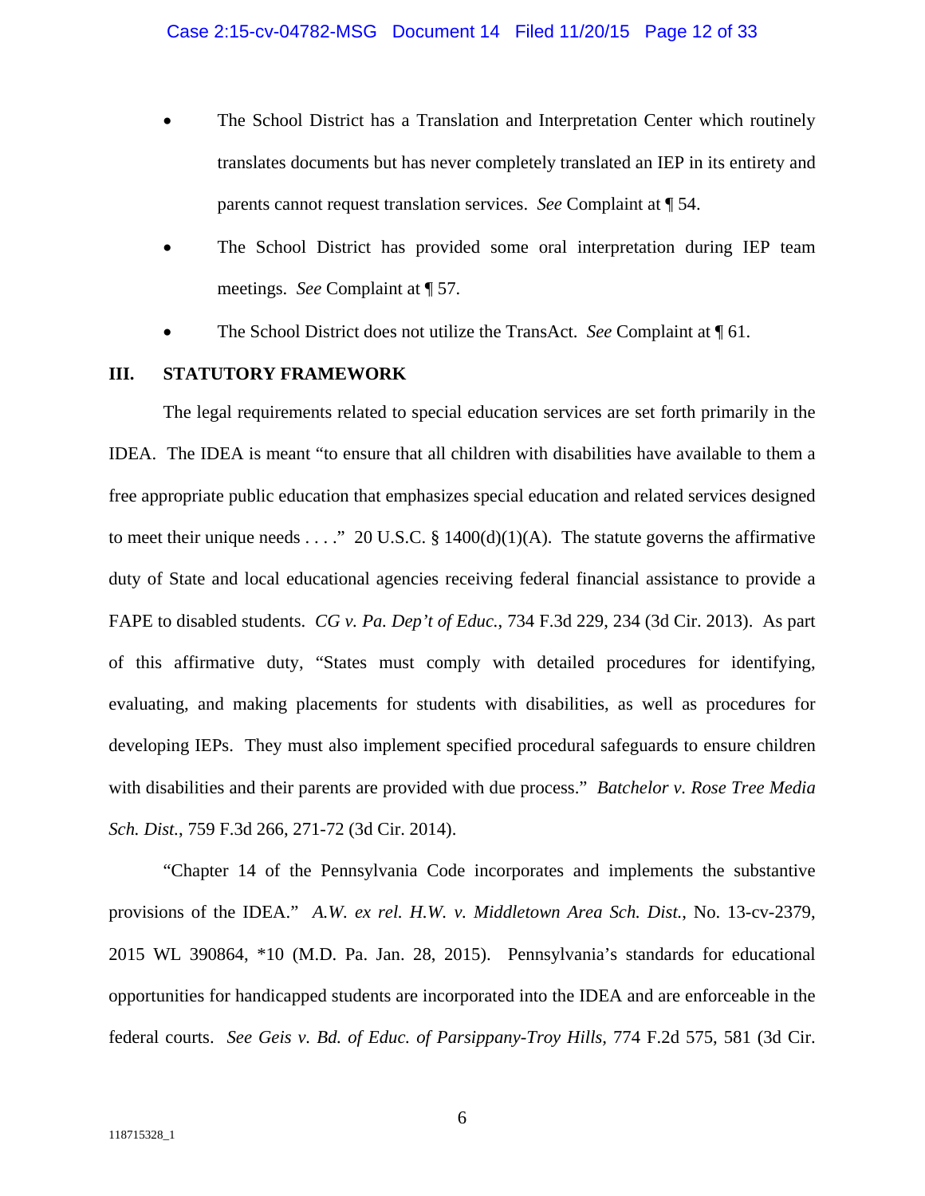- The School District has a Translation and Interpretation Center which routinely translates documents but has never completely translated an IEP in its entirety and parents cannot request translation services. *See* Complaint at ¶ 54.
- The School District has provided some oral interpretation during IEP team meetings. *See* Complaint at ¶ 57.
- The School District does not utilize the TransAct. *See* Complaint at ¶ 61.

## III. STATUTORY FRAMEWORK

The legal requirements related to special education services are set forth primarily in the IDEA. The IDEA is meant "to ensure that all children with disabilities have available to them a free appropriate public education that emphasizes special education and related services designed to meet their unique needs . . . ." 20 U.S.C. § 1400(d)(1)(A). The statute governs the affirmative duty of State and local educational agencies receiving federal financial assistance to provide a FAPE to disabled students. *CG v. Pa. Dep't of Educ.*, 734 F.3d 229, 234 (3d Cir. 2013). As part of this affirmative duty, "States must comply with detailed procedures for identifying, evaluating, and making placements for students with disabilities, as well as procedures for developing IEPs. They must also implement specified procedural safeguards to ensure children with disabilities and their parents are provided with due process." *Batchelor v. Rose Tree Media Sch. Dist.*, 759 F.3d 266, 271-72 (3d Cir. 2014).

"Chapter 14 of the Pennsylvania Code incorporates and implements the substantive provisions of the IDEA." *A.W. ex rel. H.W. v. Middletown Area Sch. Dist.*, No. 13-cv-2379, 2015 WL 390864, *10 (M.D. Pa. Jan. 28, 2015). Pennsylvania's standards for educational opportunities for handicapped students are incorporated into the IDEA and are enforceable in the federal courts. *See Geis v. Bd. of Educ. of Parsippany-Troy Hills*, 774 F.2d 575, 581 (3d Cir.

118715328_1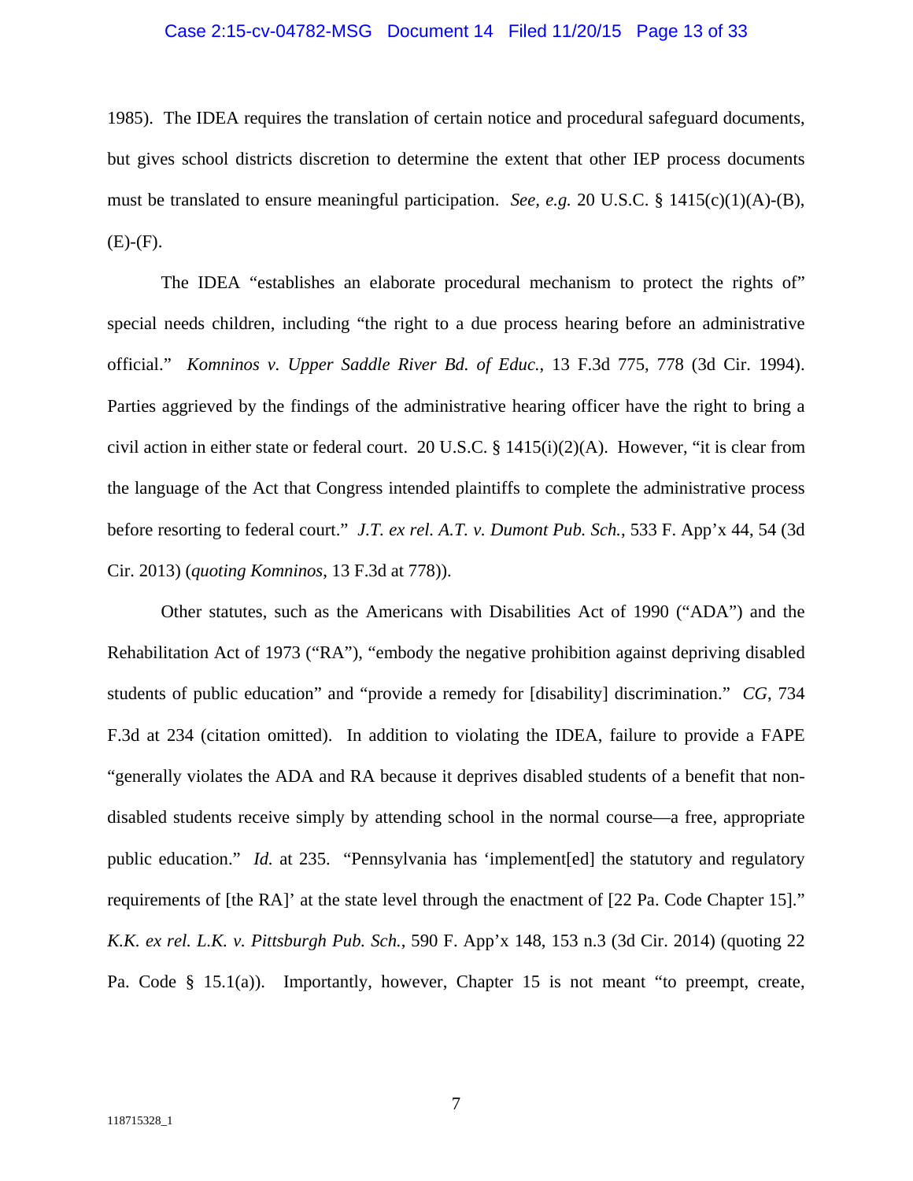1985). The IDEA requires the translation of certain notice and procedural safeguard documents, but gives school districts discretion to determine the extent that other IEP process documents must be translated to ensure meaningful participation. *See, e.g.* 20 U.S.C. § 1415(c)(1)(A)-(B), (E)-(F).

The IDEA "establishes an elaborate procedural mechanism to protect the rights of" special needs children, including "the right to a due process hearing before an administrative official." *Komninos v. Upper Saddle River Bd. of Educ.*, 13 F.3d 775, 778 (3d Cir. 1994). Parties aggrieved by the findings of the administrative hearing officer have the right to bring a civil action in either state or federal court. 20 U.S.C. § 1415(i)(2)(A). However, "it is clear from the language of the Act that Congress intended plaintiffs to complete the administrative process before resorting to federal court." *J.T. ex rel. A.T. v. Dumont Pub. Sch.*, 533 F. App'x 44, 54 (3d Cir. 2013) (*quoting Komninos*, 13 F.3d at 778)).

Other statutes, such as the Americans with Disabilities Act of 1990 ("ADA") and the Rehabilitation Act of 1973 ("RA"), "embody the negative prohibition against depriving disabled students of public education" and "provide a remedy for [disability] discrimination." *CG*, 734 F.3d at 234 (citation omitted). In addition to violating the IDEA, failure to provide a FAPE "generally violates the ADA and RA because it deprives disabled students of a benefit that non-disabled students receive simply by attending school in the normal course—a free, appropriate public education." *Id.* at 235. "Pennsylvania has 'implement[ed] the statutory and regulatory requirements of [the RA]' at the state level through the enactment of [22 Pa. Code Chapter 15]." *K.K. ex rel. L.K. v. Pittsburgh Pub. Sch.*, 590 F. App'x 148, 153 n.3 (3d Cir. 2014) (quoting 22 Pa. Code § 15.1(a)). Importantly, however, Chapter 15 is not meant "to preempt, create,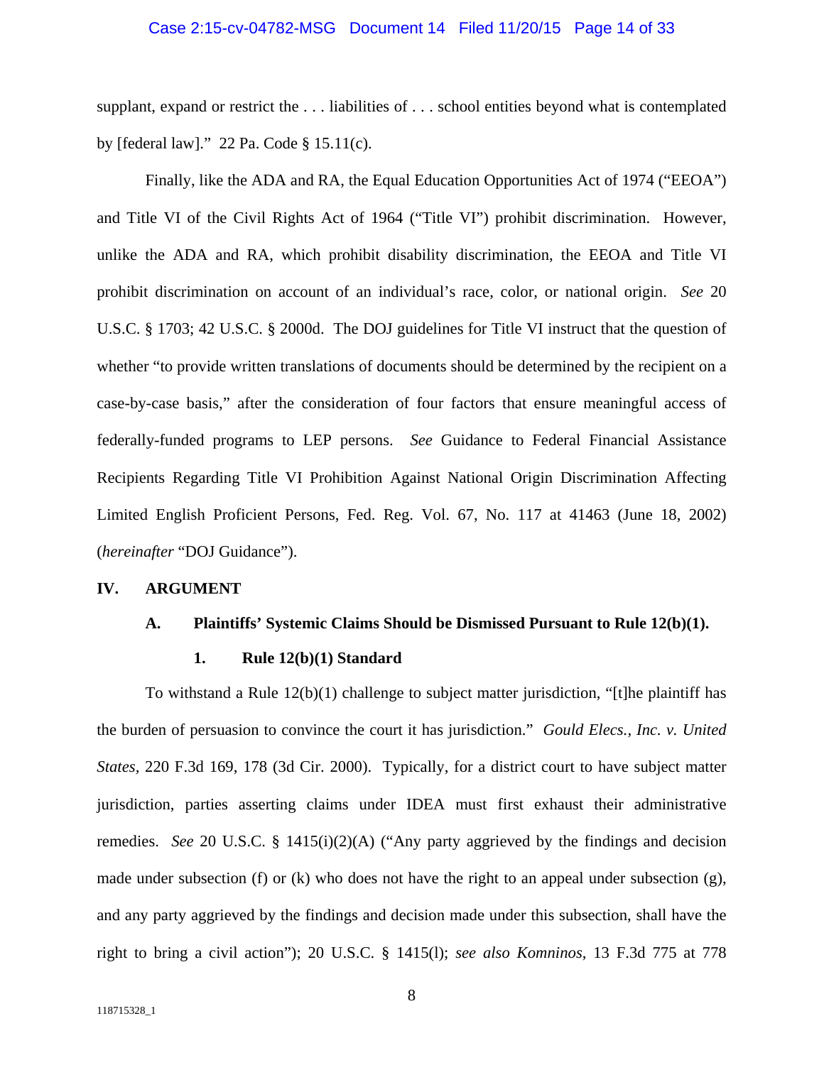supplant, expand or restrict the . . . liabilities of . . . school entities beyond what is contemplated by [federal law]." 22 Pa. Code § 15.11(c).

Finally, like the ADA and RA, the Equal Education Opportunities Act of 1974 ("EEOA") and Title VI of the Civil Rights Act of 1964 ("Title VI") prohibit discrimination. However, unlike the ADA and RA, which prohibit disability discrimination, the EEOA and Title VI prohibit discrimination on account of an individual's race, color, or national origin. *See* 20 U.S.C. § 1703; 42 U.S.C. § 2000d. The DOJ guidelines for Title VI instruct that the question of whether "to provide written translations of documents should be determined by the recipient on a case-by-case basis," after the consideration of four factors that ensure meaningful access of federally-funded programs to LEP persons. *See* Guidance to Federal Financial Assistance Recipients Regarding Title VI Prohibition Against National Origin Discrimination Affecting Limited English Proficient Persons, Fed. Reg. Vol. 67, No. 117 at 41463 (June 18, 2002) (*hereinafter* "DOJ Guidance").

## IV. ARGUMENT

### A. Plaintiffs' Systemic Claims Should be Dismissed Pursuant to Rule 12(b)(1).

#### 1. Rule 12(b)(1) Standard

To withstand a Rule 12(b)(1) challenge to subject matter jurisdiction, "[t]he plaintiff has the burden of persuasion to convince the court it has jurisdiction." *Gould Elecs., Inc. v. United States*, 220 F.3d 169, 178 (3d Cir. 2000). Typically, for a district court to have subject matter jurisdiction, parties asserting claims under IDEA must first exhaust their administrative remedies. *See* 20 U.S.C. § 1415(i)(2)(A) ("Any party aggrieved by the findings and decision made under subsection (f) or (k) who does not have the right to an appeal under subsection (g), and any party aggrieved by the findings and decision made under this subsection, shall have the right to bring a civil action"); 20 U.S.C. § 1415(l); *see also Komninos*, 13 F.3d 775 at 778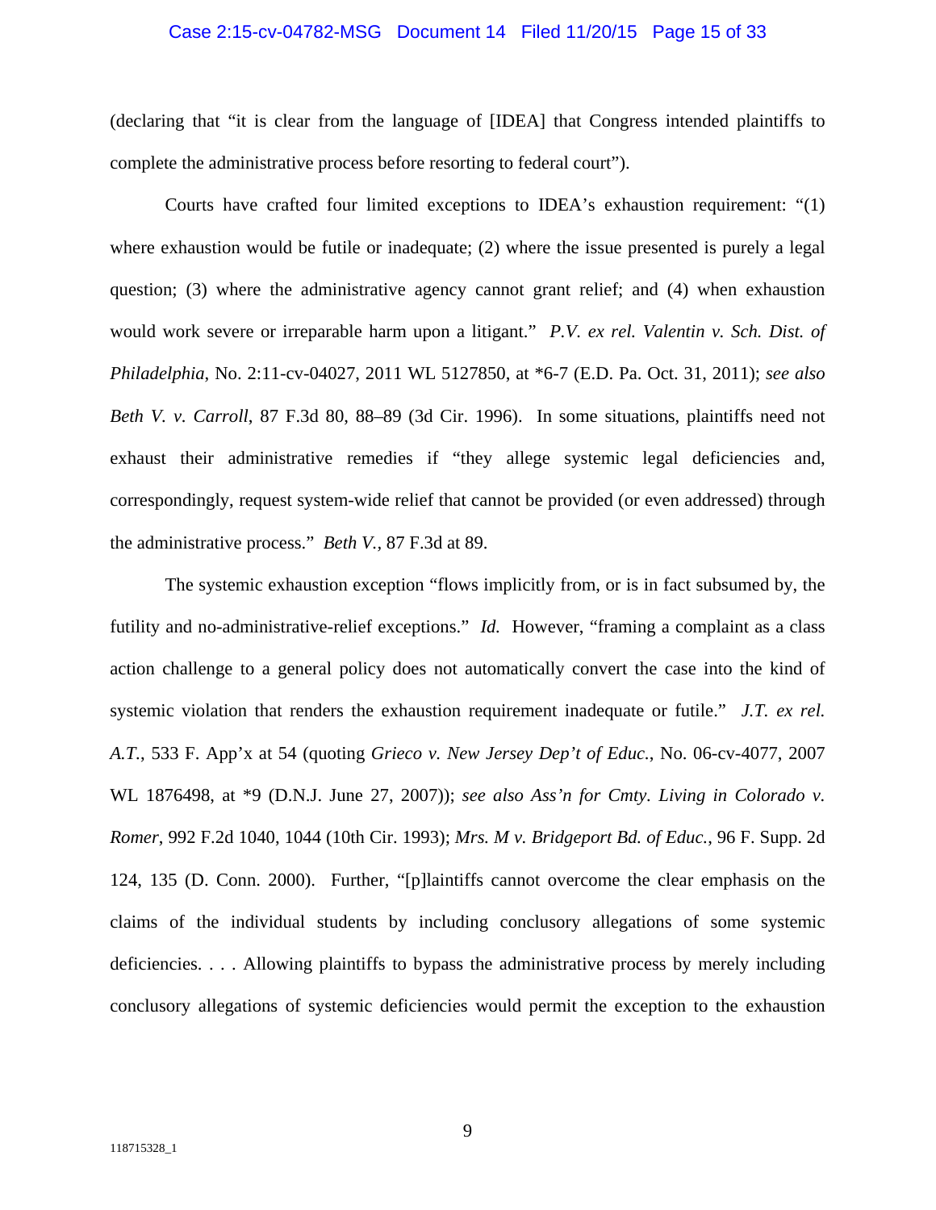(declaring that "it is clear from the language of [IDEA] that Congress intended plaintiffs to complete the administrative process before resorting to federal court").

Courts have crafted four limited exceptions to IDEA's exhaustion requirement: "(1) where exhaustion would be futile or inadequate; (2) where the issue presented is purely a legal question; (3) where the administrative agency cannot grant relief; and (4) when exhaustion would work severe or irreparable harm upon a litigant." *P.V. ex rel. Valentin v. Sch. Dist. of Philadelphia*, No. 2:11-cv-04027, 2011 WL 5127850, at *6-7 (E.D. Pa. Oct. 31, 2011); *see also Beth V. v. Carroll*, 87 F.3d 80, 88–89 (3d Cir. 1996). In some situations, plaintiffs need not exhaust their administrative remedies if "they allege systemic legal deficiencies and, correspondingly, request system-wide relief that cannot be provided (or even addressed) through the administrative process." *Beth V.*, 87 F.3d at 89.

The systemic exhaustion exception "flows implicitly from, or is in fact subsumed by, the futility and no-administrative-relief exceptions." *Id.* However, "framing a complaint as a class action challenge to a general policy does not automatically convert the case into the kind of systemic violation that renders the exhaustion requirement inadequate or futile." *J.T. ex rel. A.T.*, 533 F. App'x at 54 (quoting *Grieco v. New Jersey Dep't of Educ.*, No. 06-cv-4077, 2007 WL 1876498, at *9 (D.N.J. June 27, 2007)); *see also Ass'n for Cmty. Living in Colorado v. Romer*, 992 F.2d 1040, 1044 (10th Cir. 1993); *Mrs. M v. Bridgeport Bd. of Educ.*, 96 F. Supp. 2d 124, 135 (D. Conn. 2000). Further, "[p]laintiffs cannot overcome the clear emphasis on the claims of the individual students by including conclusory allegations of some systemic deficiencies. . . . Allowing plaintiffs to bypass the administrative process by merely including conclusory allegations of systemic deficiencies would permit the exception to the exhaustion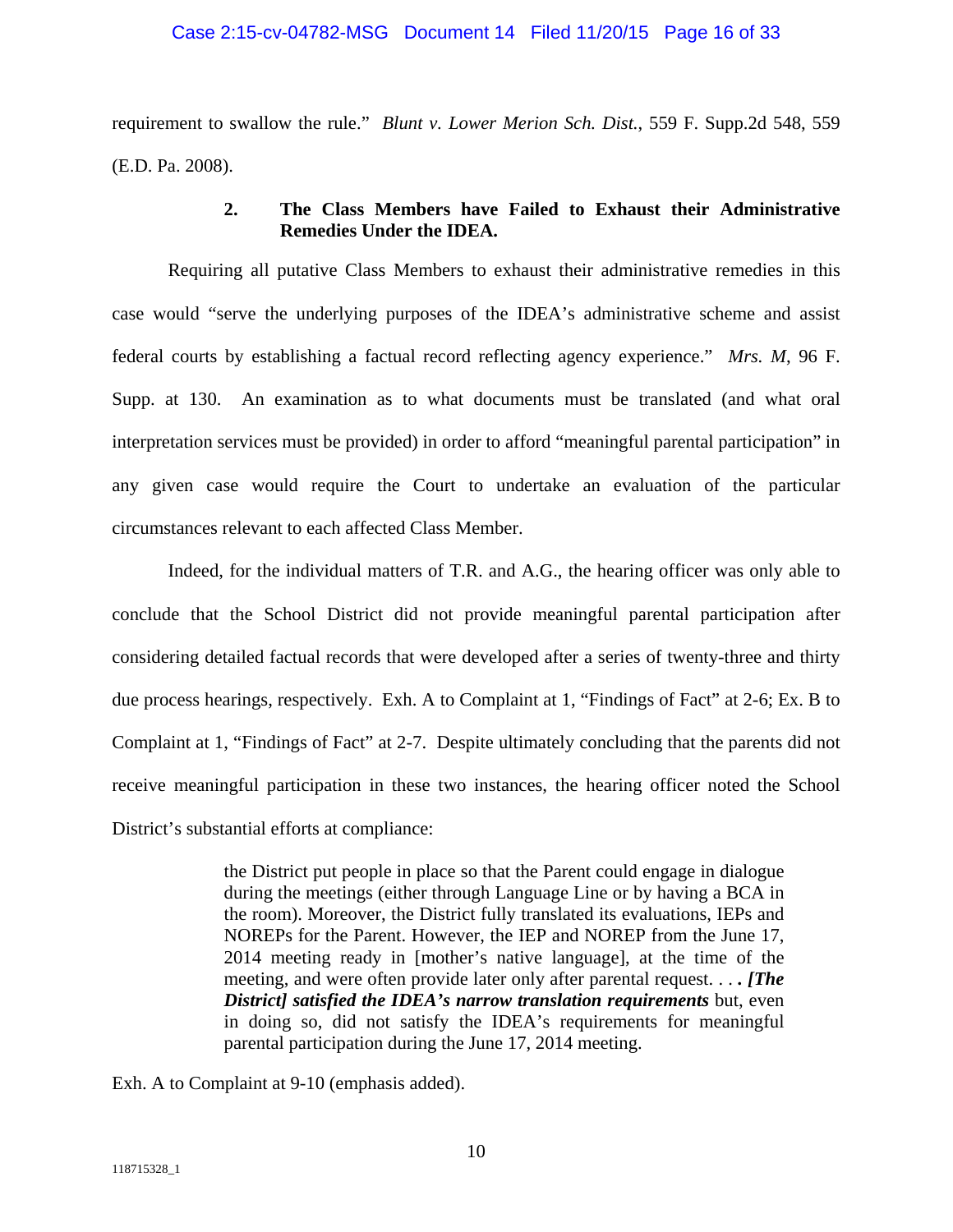requirement to swallow the rule." *Blunt v. Lower Merion Sch. Dist.*, 559 F. Supp.2d 548, 559 (E.D. Pa. 2008).

**2. The Class Members have Failed to Exhaust their Administrative Remedies Under the IDEA.**

Requiring all putative Class Members to exhaust their administrative remedies in this case would "serve the underlying purposes of the IDEA's administrative scheme and assist federal courts by establishing a factual record reflecting agency experience." *Mrs. M*, 96 F. Supp. at 130. An examination as to what documents must be translated (and what oral interpretation services must be provided) in order to afford "meaningful parental participation" in any given case would require the Court to undertake an evaluation of the particular circumstances relevant to each affected Class Member.

Indeed, for the individual matters of T.R. and A.G., the hearing officer was only able to conclude that the School District did not provide meaningful parental participation after considering detailed factual records that were developed after a series of twenty-three and thirty due process hearings, respectively. Exh. A to Complaint at 1, "Findings of Fact" at 2-6; Ex. B to Complaint at 1, "Findings of Fact" at 2-7. Despite ultimately concluding that the parents did not receive meaningful participation in these two instances, the hearing officer noted the School District's substantial efforts at compliance:

> the District put people in place so that the Parent could engage in dialogue during the meetings (either through Language Line or by having a BCA in the room). Moreover, the District fully translated its evaluations, IEPs and NOREPs for the Parent. However, the IEP and NOREP from the June 17, 2014 meeting ready in [mother's native language], at the time of the meeting, and were often provide later only after parental request. . . . ***[The District] satisfied the IDEA's narrow translation requirements*** but, even in doing so, did not satisfy the IDEA's requirements for meaningful parental participation during the June 17, 2014 meeting.

Exh. A to Complaint at 9-10 (emphasis added).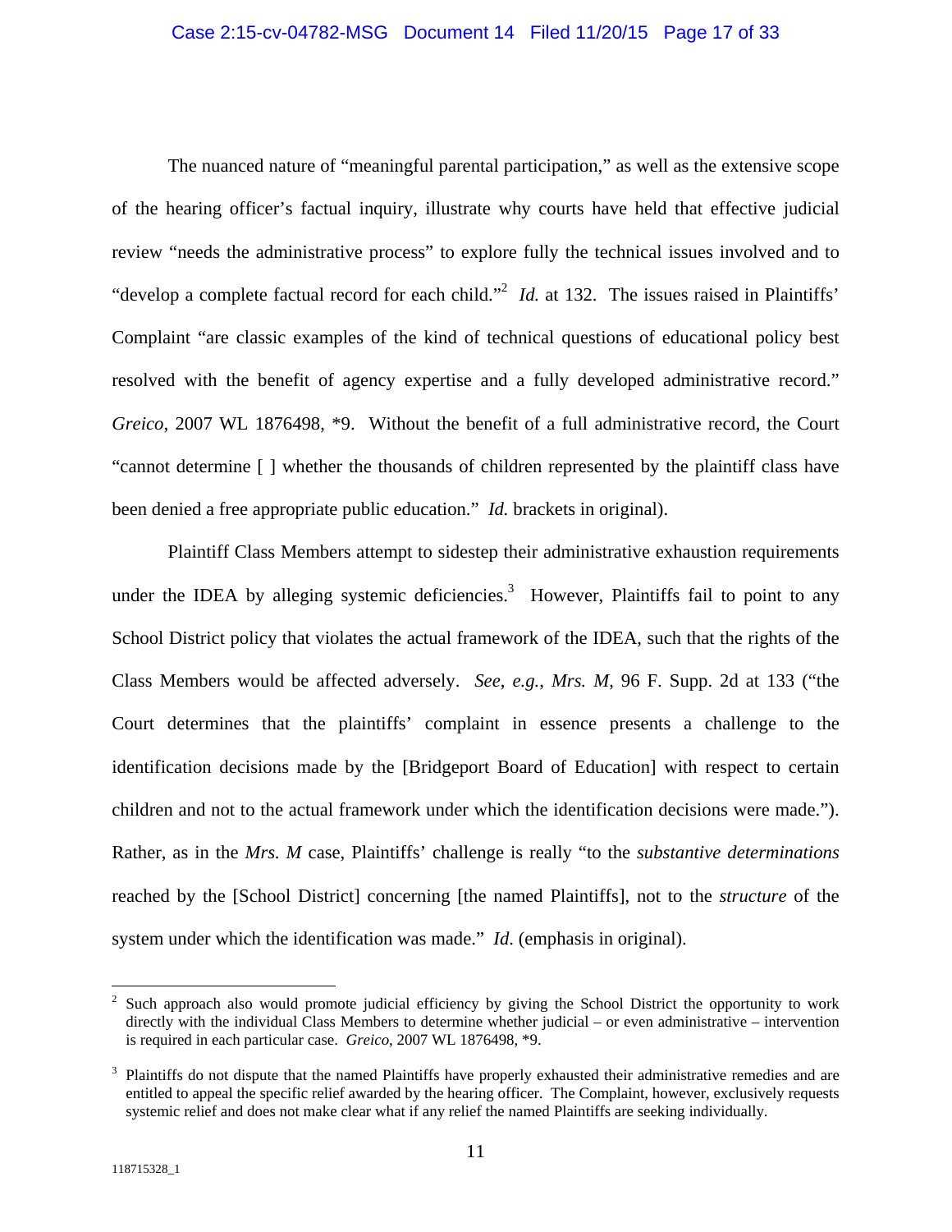The nuanced nature of "meaningful parental participation," as well as the extensive scope of the hearing officer's factual inquiry, illustrate why courts have held that effective judicial review "needs the administrative process" to explore fully the technical issues involved and to "develop a complete factual record for each child."[2] *Id.* at 132. The issues raised in Plaintiffs' Complaint "are classic examples of the kind of technical questions of educational policy best resolved with the benefit of agency expertise and a fully developed administrative record." *Greico*, 2007 WL 1876498, *9. Without the benefit of a full administrative record, the Court "cannot determine [ ] whether the thousands of children represented by the plaintiff class have been denied a free appropriate public education." *Id.* brackets in original).

Plaintiff Class Members attempt to sidestep their administrative exhaustion requirements under the IDEA by alleging systemic deficiencies.[3] However, Plaintiffs fail to point to any School District policy that violates the actual framework of the IDEA, such that the rights of the Class Members would be affected adversely. *See*, *e.g.*, *Mrs. M*, 96 F. Supp. 2d at 133 ("the Court determines that the plaintiffs' complaint in essence presents a challenge to the identification decisions made by the [Bridgeport Board of Education] with respect to certain children and not to the actual framework under which the identification decisions were made."). Rather, as in the *Mrs. M* case, Plaintiffs' challenge is really "to the *substantive determinations* reached by the [School District] concerning [the named Plaintiffs], not to the *structure* of the system under which the identification was made." *Id*. (emphasis in original).

---

[2] Such approach also would promote judicial efficiency by giving the School District the opportunity to work directly with the individual Class Members to determine whether judicial – or even administrative – intervention is required in each particular case. *Greico*, 2007 WL 1876498, *9.

[3] Plaintiffs do not dispute that the named Plaintiffs have properly exhausted their administrative remedies and are entitled to appeal the specific relief awarded by the hearing officer. The Complaint, however, exclusively requests systemic relief and does not make clear what if any relief the named Plaintiffs are seeking individually.

118715328_1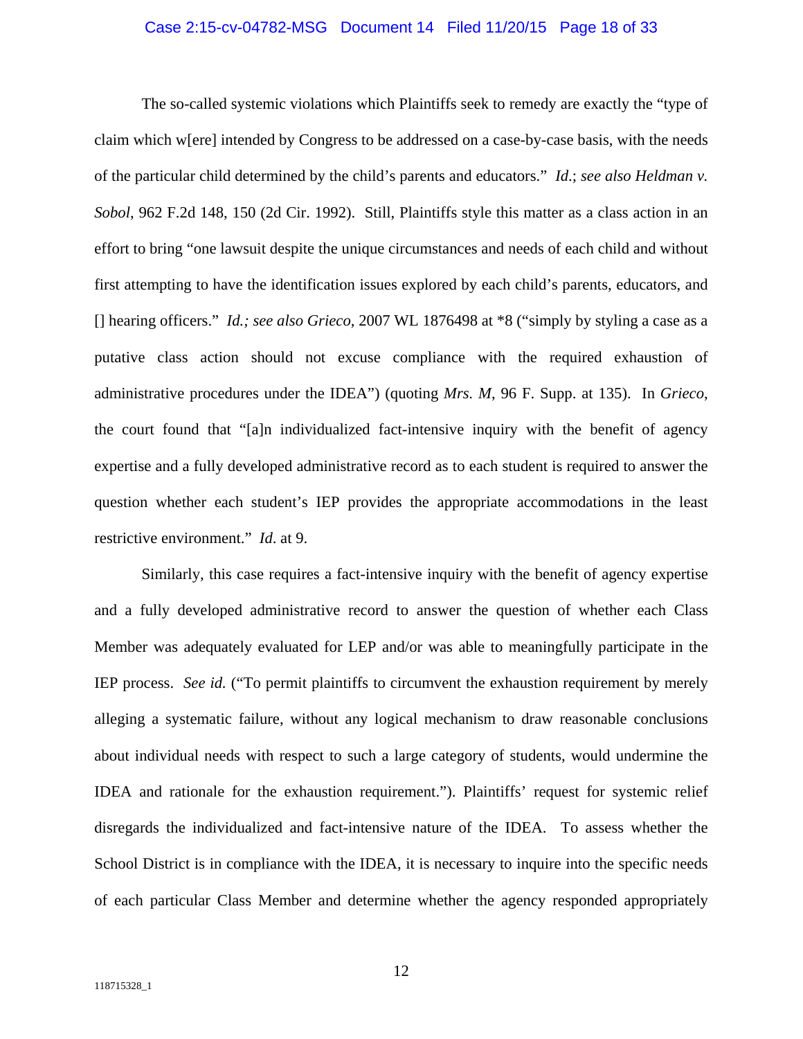The so-called systemic violations which Plaintiffs seek to remedy are exactly the "type of claim which w[ere] intended by Congress to be addressed on a case-by-case basis, with the needs of the particular child determined by the child's parents and educators." *Id.*; *see also Heldman v. Sobol*, 962 F.2d 148, 150 (2d Cir. 1992). Still, Plaintiffs style this matter as a class action in an effort to bring "one lawsuit despite the unique circumstances and needs of each child and without first attempting to have the identification issues explored by each child's parents, educators, and [] hearing officers." *Id.; see also Grieco*, 2007 WL 1876498 at *8 ("simply by styling a case as a putative class action should not excuse compliance with the required exhaustion of administrative procedures under the IDEA") (quoting *Mrs. M*, 96 F. Supp. at 135). In *Grieco*, the court found that "[a]n individualized fact-intensive inquiry with the benefit of agency expertise and a fully developed administrative record as to each student is required to answer the question whether each student's IEP provides the appropriate accommodations in the least restrictive environment." *Id.* at 9.

Similarly, this case requires a fact-intensive inquiry with the benefit of agency expertise and a fully developed administrative record to answer the question of whether each Class Member was adequately evaluated for LEP and/or was able to meaningfully participate in the IEP process. *See id.* ("To permit plaintiffs to circumvent the exhaustion requirement by merely alleging a systematic failure, without any logical mechanism to draw reasonable conclusions about individual needs with respect to such a large category of students, would undermine the IDEA and rationale for the exhaustion requirement."). Plaintiffs' request for systemic relief disregards the individualized and fact-intensive nature of the IDEA. To assess whether the School District is in compliance with the IDEA, it is necessary to inquire into the specific needs of each particular Class Member and determine whether the agency responded appropriately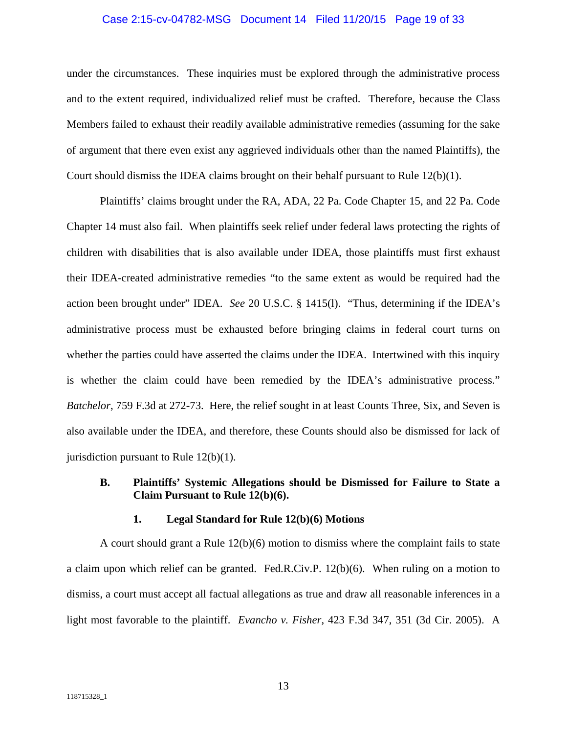under the circumstances. These inquiries must be explored through the administrative process and to the extent required, individualized relief must be crafted. Therefore, because the Class Members failed to exhaust their readily available administrative remedies (assuming for the sake of argument that there even exist any aggrieved individuals other than the named Plaintiffs), the Court should dismiss the IDEA claims brought on their behalf pursuant to Rule 12(b)(1).

Plaintiffs' claims brought under the RA, ADA, 22 Pa. Code Chapter 15, and 22 Pa. Code Chapter 14 must also fail. When plaintiffs seek relief under federal laws protecting the rights of children with disabilities that is also available under IDEA, those plaintiffs must first exhaust their IDEA-created administrative remedies "to the same extent as would be required had the action been brought under" IDEA. *See* 20 U.S.C. § 1415(l). "Thus, determining if the IDEA's administrative process must be exhausted before bringing claims in federal court turns on whether the parties could have asserted the claims under the IDEA. Intertwined with this inquiry is whether the claim could have been remedied by the IDEA's administrative process." *Batchelor*, 759 F.3d at 272-73. Here, the relief sought in at least Counts Three, Six, and Seven is also available under the IDEA, and therefore, these Counts should also be dismissed for lack of jurisdiction pursuant to Rule 12(b)(1).

### B. Plaintiffs' Systemic Allegations should be Dismissed for Failure to State a Claim Pursuant to Rule 12(b)(6).

#### 1. Legal Standard for Rule 12(b)(6) Motions

A court should grant a Rule 12(b)(6) motion to dismiss where the complaint fails to state a claim upon which relief can be granted. Fed.R.Civ.P. 12(b)(6). When ruling on a motion to dismiss, a court must accept all factual allegations as true and draw all reasonable inferences in a light most favorable to the plaintiff. *Evancho v. Fisher*, 423 F.3d 347, 351 (3d Cir. 2005). A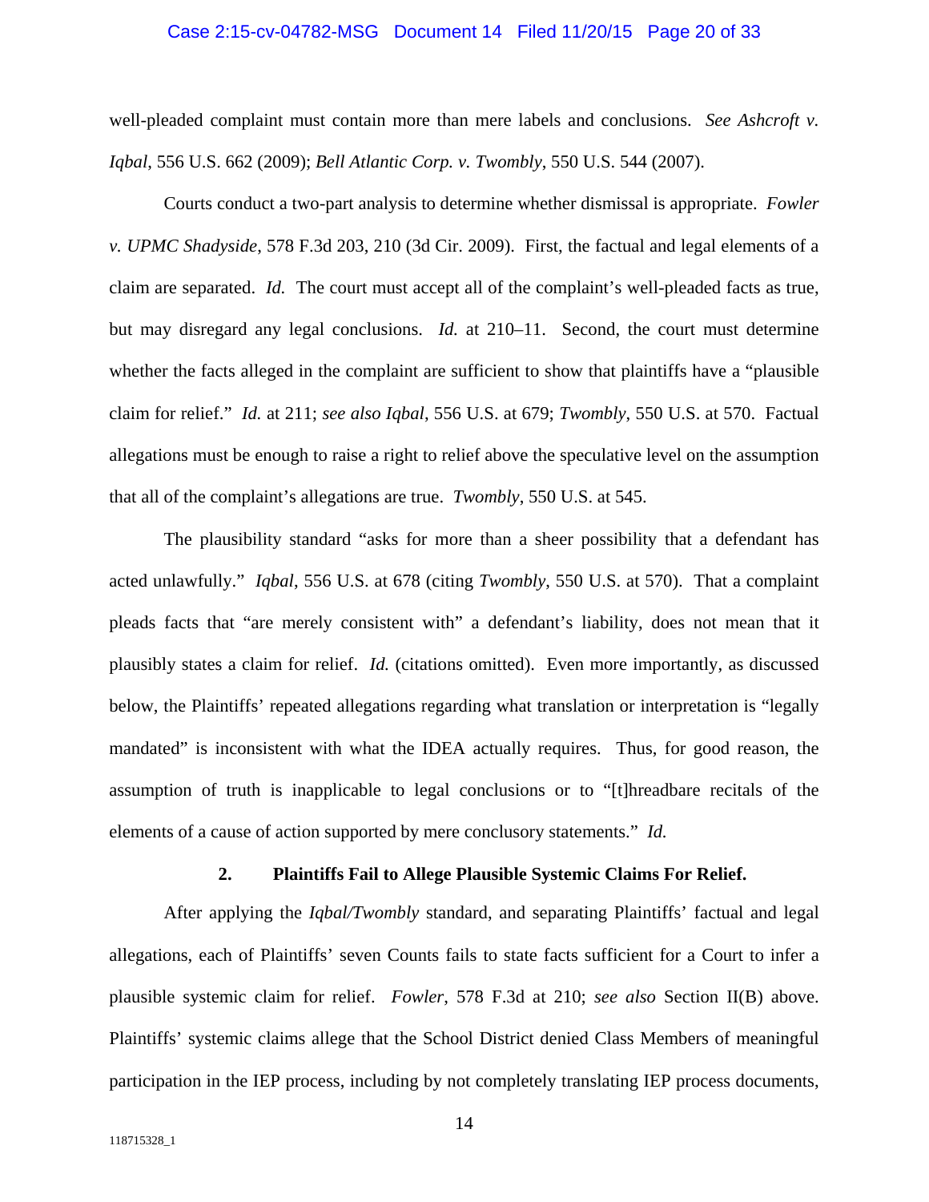well-pleaded complaint must contain more than mere labels and conclusions. *See Ashcroft v. Iqbal*, 556 U.S. 662 (2009); *Bell Atlantic Corp. v. Twombly*, 550 U.S. 544 (2007).

Courts conduct a two-part analysis to determine whether dismissal is appropriate. *Fowler v. UPMC Shadyside*, 578 F.3d 203, 210 (3d Cir. 2009). First, the factual and legal elements of a claim are separated. *Id.* The court must accept all of the complaint's well-pleaded facts as true, but may disregard any legal conclusions. *Id.* at 210–11. Second, the court must determine whether the facts alleged in the complaint are sufficient to show that plaintiffs have a "plausible claim for relief." *Id.* at 211; *see also Iqbal*, 556 U.S. at 679; *Twombly*, 550 U.S. at 570. Factual allegations must be enough to raise a right to relief above the speculative level on the assumption that all of the complaint's allegations are true. *Twombly*, 550 U.S. at 545.

The plausibility standard "asks for more than a sheer possibility that a defendant has acted unlawfully." *Iqbal*, 556 U.S. at 678 (citing *Twombly*, 550 U.S. at 570). That a complaint pleads facts that "are merely consistent with" a defendant's liability, does not mean that it plausibly states a claim for relief. *Id.* (citations omitted). Even more importantly, as discussed below, the Plaintiffs' repeated allegations regarding what translation or interpretation is "legally mandated" is inconsistent with what the IDEA actually requires. Thus, for good reason, the assumption of truth is inapplicable to legal conclusions or to "[t]hreadbare recitals of the elements of a cause of action supported by mere conclusory statements." *Id.*

**2. Plaintiffs Fail to Allege Plausible Systemic Claims For Relief.**

After applying the *Iqbal/Twombly* standard, and separating Plaintiffs' factual and legal allegations, each of Plaintiffs' seven Counts fails to state facts sufficient for a Court to infer a plausible systemic claim for relief. *Fowler*, 578 F.3d at 210; *see also* Section II(B) above. Plaintiffs' systemic claims allege that the School District denied Class Members of meaningful participation in the IEP process, including by not completely translating IEP process documents,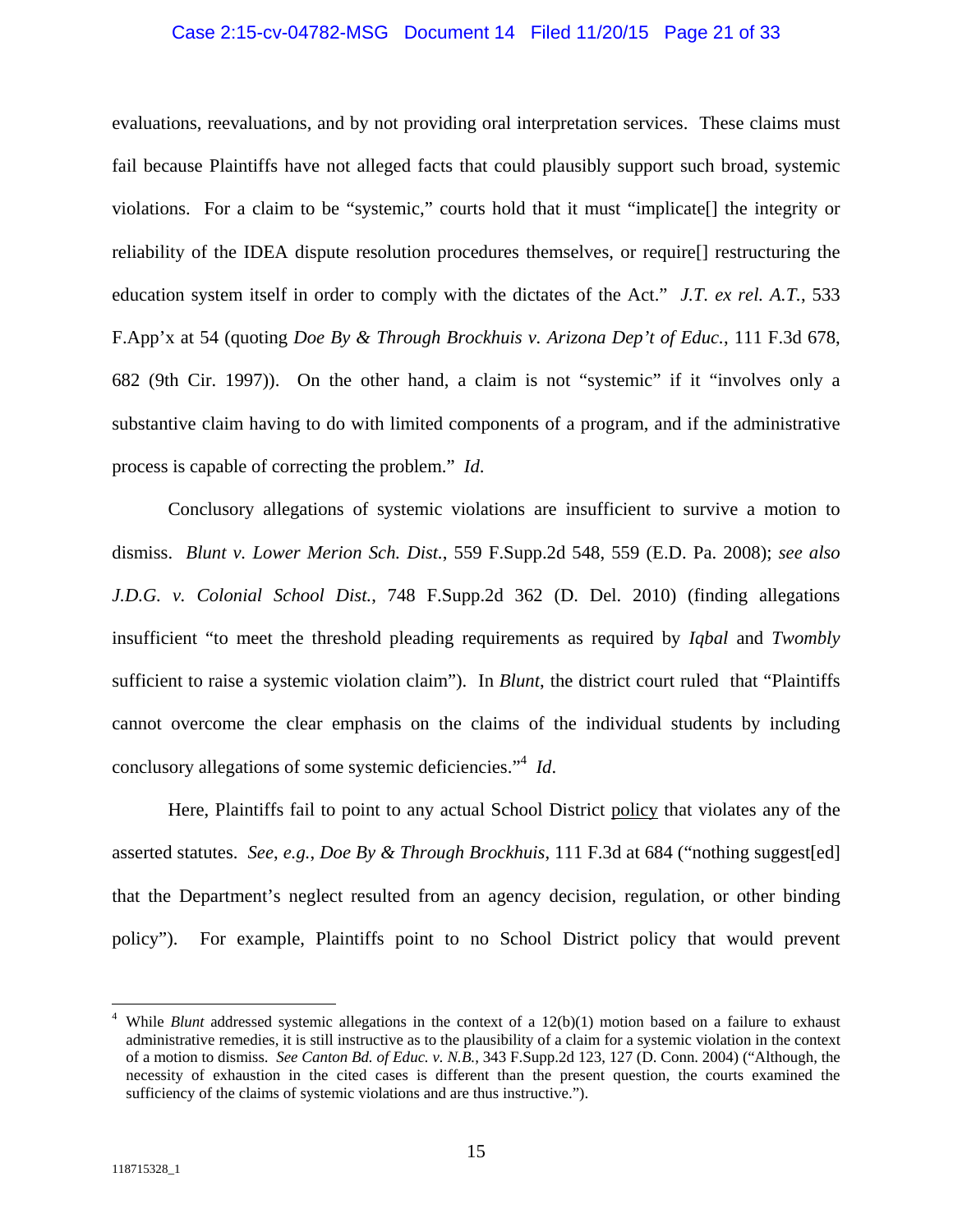evaluations, reevaluations, and by not providing oral interpretation services. These claims must fail because Plaintiffs have not alleged facts that could plausibly support such broad, systemic violations. For a claim to be "systemic," courts hold that it must "implicate[] the integrity or reliability of the IDEA dispute resolution procedures themselves, or require[] restructuring the education system itself in order to comply with the dictates of the Act." *J.T. ex rel. A.T.*, 533 F.App'x at 54 (quoting *Doe By & Through Brockhuis v. Arizona Dep't of Educ.*, 111 F.3d 678, 682 (9th Cir. 1997)). On the other hand, a claim is not "systemic" if it "involves only a substantive claim having to do with limited components of a program, and if the administrative process is capable of correcting the problem." *Id.*

Conclusory allegations of systemic violations are insufficient to survive a motion to dismiss. *Blunt v. Lower Merion Sch. Dist.*, 559 F.Supp.2d 548, 559 (E.D. Pa. 2008); *see also J.D.G. v. Colonial School Dist.*, 748 F.Supp.2d 362 (D. Del. 2010) (finding allegations insufficient "to meet the threshold pleading requirements as required by *Iqbal* and *Twombly* sufficient to raise a systemic violation claim"). In *Blunt*, the district court ruled that "Plaintiffs cannot overcome the clear emphasis on the claims of the individual students by including conclusory allegations of some systemic deficiencies."[4] *Id.*

Here, Plaintiffs fail to point to any actual School District <u>policy</u> that violates any of the asserted statutes. *See, e.g.*, *Doe By & Through Brockhuis*, 111 F.3d at 684 ("nothing suggest[ed] that the Department's neglect resulted from an agency decision, regulation, or other binding policy"). For example, Plaintiffs point to no School District policy that would prevent

---

[4] While *Blunt* addressed systemic allegations in the context of a 12(b)(1) motion based on a failure to exhaust administrative remedies, it is still instructive as to the plausibility of a claim for a systemic violation in the context of a motion to dismiss. *See Canton Bd. of Educ. v. N.B.*, 343 F.Supp.2d 123, 127 (D. Conn. 2004) ("Although, the necessity of exhaustion in the cited cases is different than the present question, the courts examined the sufficiency of the claims of systemic violations and are thus instructive.").

118715328_1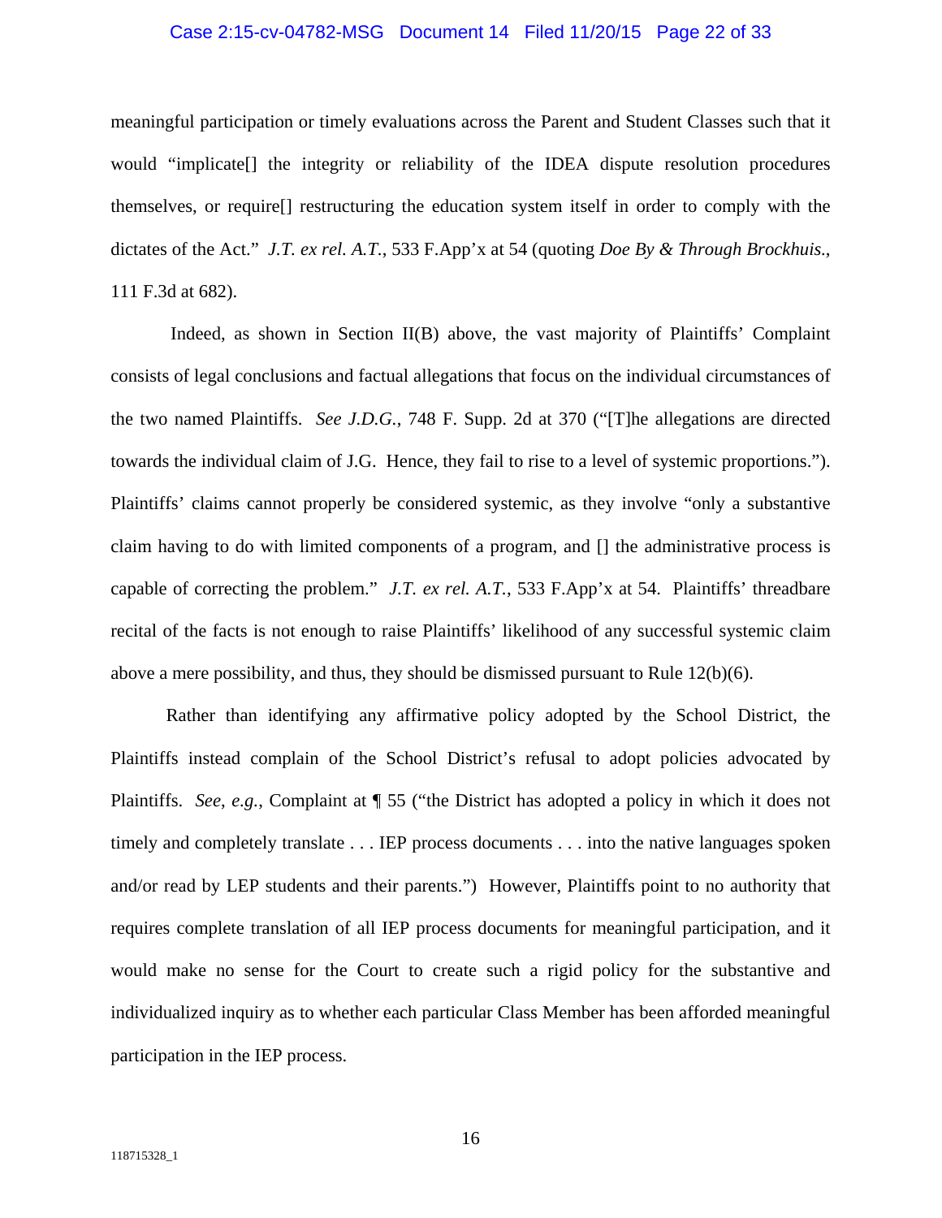meaningful participation or timely evaluations across the Parent and Student Classes such that it would "implicate[] the integrity or reliability of the IDEA dispute resolution procedures themselves, or require[] restructuring the education system itself in order to comply with the dictates of the Act." *J.T. ex rel. A.T.*, 533 F.App'x at 54 (quoting *Doe By & Through Brockhuis.*, 111 F.3d at 682).

Indeed, as shown in Section II(B) above, the vast majority of Plaintiffs' Complaint consists of legal conclusions and factual allegations that focus on the individual circumstances of the two named Plaintiffs. *See J.D.G.*, 748 F. Supp. 2d at 370 ("[T]he allegations are directed towards the individual claim of J.G. Hence, they fail to rise to a level of systemic proportions."). Plaintiffs' claims cannot properly be considered systemic, as they involve "only a substantive claim having to do with limited components of a program, and [] the administrative process is capable of correcting the problem." *J.T. ex rel. A.T.*, 533 F.App'x at 54. Plaintiffs' threadbare recital of the facts is not enough to raise Plaintiffs' likelihood of any successful systemic claim above a mere possibility, and thus, they should be dismissed pursuant to Rule 12(b)(6).

Rather than identifying any affirmative policy adopted by the School District, the Plaintiffs instead complain of the School District's refusal to adopt policies advocated by Plaintiffs. *See, e.g.*, Complaint at ¶ 55 ("the District has adopted a policy in which it does not timely and completely translate . . . IEP process documents . . . into the native languages spoken and/or read by LEP students and their parents.") However, Plaintiffs point to no authority that requires complete translation of all IEP process documents for meaningful participation, and it would make no sense for the Court to create such a rigid policy for the substantive and individualized inquiry as to whether each particular Class Member has been afforded meaningful participation in the IEP process.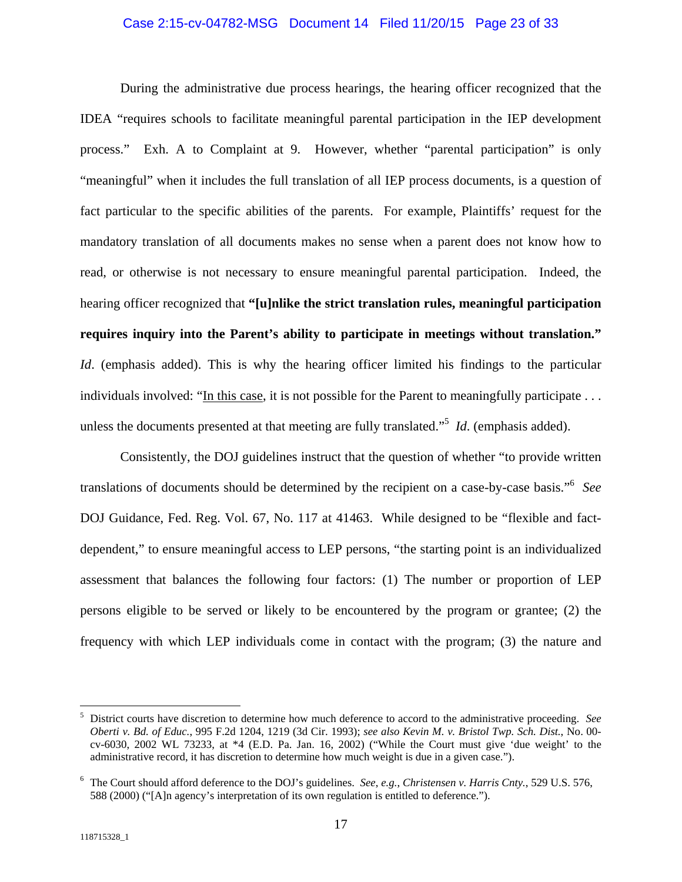During the administrative due process hearings, the hearing officer recognized that the IDEA "requires schools to facilitate meaningful parental participation in the IEP development process." Exh. A to Complaint at 9. However, whether "parental participation" is only "meaningful" when it includes the full translation of all IEP process documents, is a question of fact particular to the specific abilities of the parents. For example, Plaintiffs' request for the mandatory translation of all documents makes no sense when a parent does not know how to read, or otherwise is not necessary to ensure meaningful parental participation. Indeed, the hearing officer recognized that **"[u]nlike the strict translation rules, meaningful participation requires inquiry into the Parent's ability to participate in meetings without translation."** *Id*. (emphasis added). This is why the hearing officer limited his findings to the particular individuals involved: "<u>In this case</u>, it is not possible for the Parent to meaningfully participate . . . unless the documents presented at that meeting are fully translated."[5] *Id*. (emphasis added).

Consistently, the DOJ guidelines instruct that the question of whether "to provide written translations of documents should be determined by the recipient on a case-by-case basis."[6] *See* DOJ Guidance, Fed. Reg. Vol. 67, No. 117 at 41463. While designed to be "flexible and fact-dependent," to ensure meaningful access to LEP persons, "the starting point is an individualized assessment that balances the following four factors: (1) The number or proportion of LEP persons eligible to be served or likely to be encountered by the program or grantee; (2) the frequency with which LEP individuals come in contact with the program; (3) the nature and

---

[5] District courts have discretion to determine how much deference to accord to the administrative proceeding. *See Oberti v. Bd. of Educ.*, 995 F.2d 1204, 1219 (3d Cir. 1993); *see also Kevin M. v. Bristol Twp. Sch. Dist.*, No. 00-cv-6030, 2002 WL 73233, at *4 (E.D. Pa. Jan. 16, 2002) ("While the Court must give 'due weight' to the administrative record, it has discretion to determine how much weight is due in a given case.").

[6] The Court should afford deference to the DOJ's guidelines. *See, e.g.*, *Christensen v. Harris Cnty.*, 529 U.S. 576, 588 (2000) ("[A]n agency's interpretation of its own regulation is entitled to deference.").

118715328_1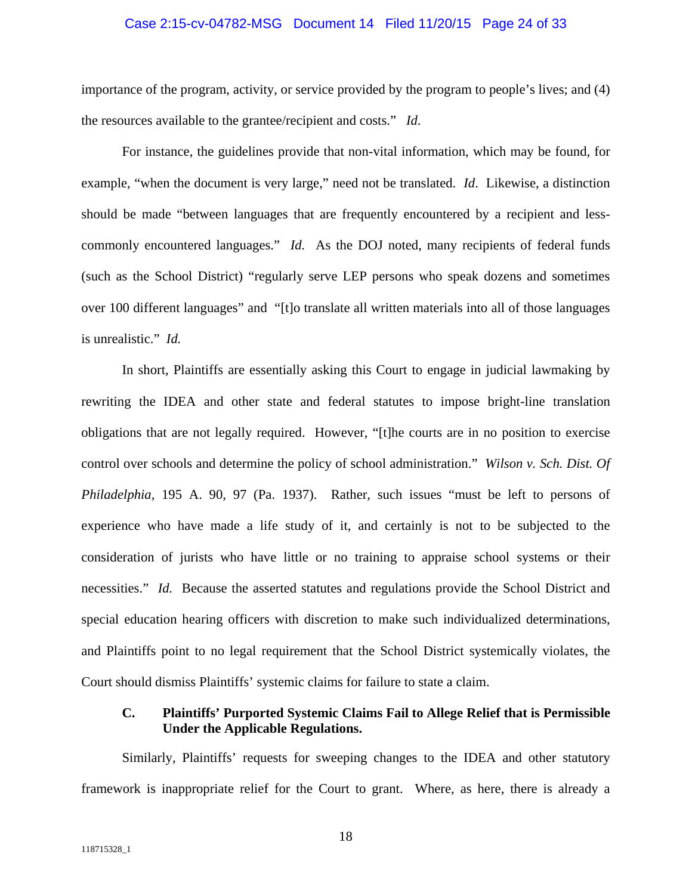importance of the program, activity, or service provided by the program to people's lives; and (4) the resources available to the grantee/recipient and costs." *Id*.

For instance, the guidelines provide that non-vital information, which may be found, for example, "when the document is very large," need not be translated. *Id*. Likewise, a distinction should be made "between languages that are frequently encountered by a recipient and less-commonly encountered languages." *Id.* As the DOJ noted, many recipients of federal funds (such as the School District) "regularly serve LEP persons who speak dozens and sometimes over 100 different languages" and "[t]o translate all written materials into all of those languages is unrealistic." *Id.*

In short, Plaintiffs are essentially asking this Court to engage in judicial lawmaking by rewriting the IDEA and other state and federal statutes to impose bright-line translation obligations that are not legally required. However, "[t]he courts are in no position to exercise control over schools and determine the policy of school administration." *Wilson v. Sch. Dist. Of Philadelphia*, 195 A. 90, 97 (Pa. 1937). Rather, such issues "must be left to persons of experience who have made a life study of it, and certainly is not to be subjected to the consideration of jurists who have little or no training to appraise school systems or their necessities." *Id.* Because the asserted statutes and regulations provide the School District and special education hearing officers with discretion to make such individualized determinations, and Plaintiffs point to no legal requirement that the School District systemically violates, the Court should dismiss Plaintiffs' systemic claims for failure to state a claim.

### C. Plaintiffs' Purported Systemic Claims Fail to Allege Relief that is Permissible Under the Applicable Regulations.

Similarly, Plaintiffs' requests for sweeping changes to the IDEA and other statutory framework is inappropriate relief for the Court to grant. Where, as here, there is already a

118715328_1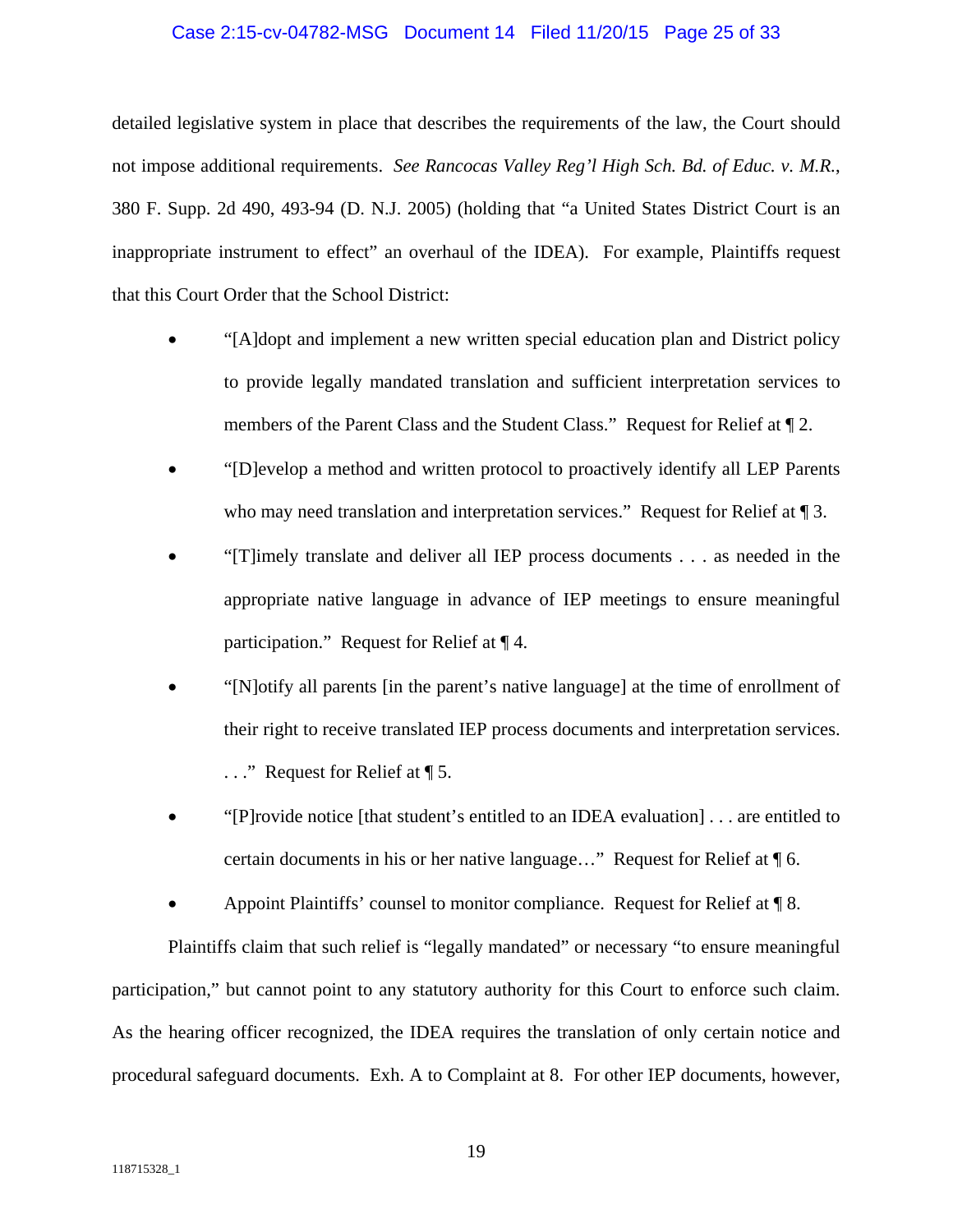detailed legislative system in place that describes the requirements of the law, the Court should not impose additional requirements. *See Rancocas Valley Reg'l High Sch. Bd. of Educ. v. M.R.*, 380 F. Supp. 2d 490, 493-94 (D. N.J. 2005) (holding that "a United States District Court is an inappropriate instrument to effect" an overhaul of the IDEA). For example, Plaintiffs request that this Court Order that the School District:

- "[A]dopt and implement a new written special education plan and District policy to provide legally mandated translation and sufficient interpretation services to members of the Parent Class and the Student Class." Request for Relief at ¶ 2.
- "[D]evelop a method and written protocol to proactively identify all LEP Parents who may need translation and interpretation services." Request for Relief at ¶ 3.
- "[T]imely translate and deliver all IEP process documents . . . as needed in the appropriate native language in advance of IEP meetings to ensure meaningful participation." Request for Relief at ¶ 4.
- "[N]otify all parents [in the parent's native language] at the time of enrollment of their right to receive translated IEP process documents and interpretation services. . . ." Request for Relief at ¶ 5.
- "[P]rovide notice [that student's entitled to an IDEA evaluation] . . . are entitled to certain documents in his or her native language…" Request for Relief at ¶ 6.
- Appoint Plaintiffs' counsel to monitor compliance. Request for Relief at ¶ 8.

Plaintiffs claim that such relief is "legally mandated" or necessary "to ensure meaningful participation," but cannot point to any statutory authority for this Court to enforce such claim. As the hearing officer recognized, the IDEA requires the translation of only certain notice and procedural safeguard documents. Exh. A to Complaint at 8. For other IEP documents, however,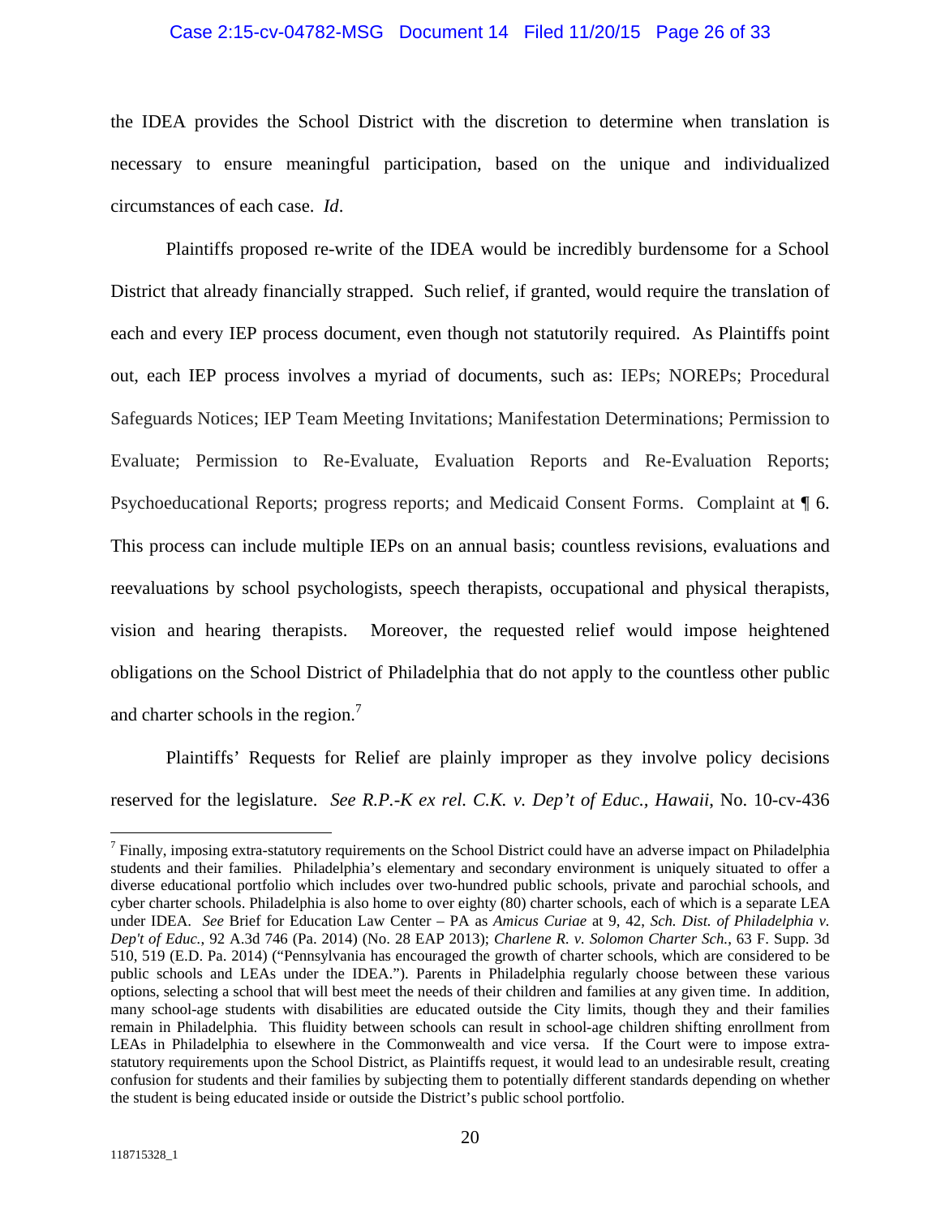the IDEA provides the School District with the discretion to determine when translation is necessary to ensure meaningful participation, based on the unique and individualized circumstances of each case. *Id*.

Plaintiffs proposed re-write of the IDEA would be incredibly burdensome for a School District that already financially strapped. Such relief, if granted, would require the translation of each and every IEP process document, even though not statutorily required. As Plaintiffs point out, each IEP process involves a myriad of documents, such as: IEPs; NOREPs; Procedural Safeguards Notices; IEP Team Meeting Invitations; Manifestation Determinations; Permission to Evaluate; Permission to Re-Evaluate, Evaluation Reports and Re-Evaluation Reports; Psychoeducational Reports; progress reports; and Medicaid Consent Forms. Complaint at ¶ 6. This process can include multiple IEPs on an annual basis; countless revisions, evaluations and reevaluations by school psychologists, speech therapists, occupational and physical therapists, vision and hearing therapists. Moreover, the requested relief would impose heightened obligations on the School District of Philadelphia that do not apply to the countless other public and charter schools in the region.[7]

Plaintiffs' Requests for Relief are plainly improper as they involve policy decisions reserved for the legislature. *See R.P.-K ex rel. C.K. v. Dep't of Educ., Hawaii*, No. 10-cv-436

---

[7] Finally, imposing extra-statutory requirements on the School District could have an adverse impact on Philadelphia students and their families. Philadelphia's elementary and secondary environment is uniquely situated to offer a diverse educational portfolio which includes over two-hundred public schools, private and parochial schools, and cyber charter schools. Philadelphia is also home to over eighty (80) charter schools, each of which is a separate LEA under IDEA. *See* Brief for Education Law Center – PA as *Amicus Curiae* at 9, 42, *Sch. Dist. of Philadelphia v. Dep't of Educ.*, 92 A.3d 746 (Pa. 2014) (No. 28 EAP 2013); *Charlene R. v. Solomon Charter Sch.*, 63 F. Supp. 3d 510, 519 (E.D. Pa. 2014) ("Pennsylvania has encouraged the growth of charter schools, which are considered to be public schools and LEAs under the IDEA."). Parents in Philadelphia regularly choose between these various options, selecting a school that will best meet the needs of their children and families at any given time. In addition, many school-age students with disabilities are educated outside the City limits, though they and their families remain in Philadelphia. This fluidity between schools can result in school-age children shifting enrollment from LEAs in Philadelphia to elsewhere in the Commonwealth and vice versa. If the Court were to impose extra-statutory requirements upon the School District, as Plaintiffs request, it would lead to an undesirable result, creating confusion for students and their families by subjecting them to potentially different standards depending on whether the student is being educated inside or outside the District's public school portfolio.

118715328_1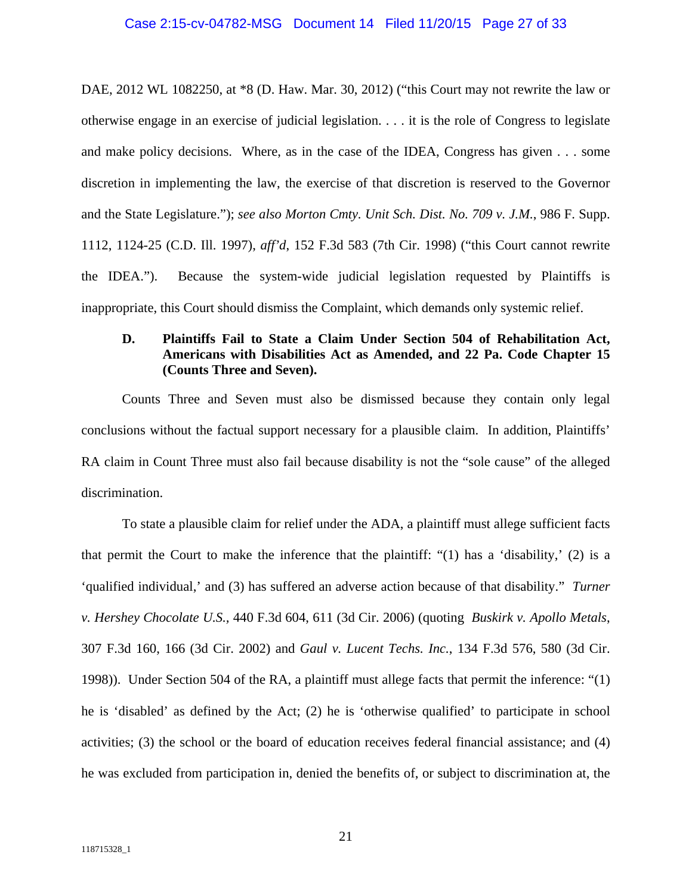DAE, 2012 WL 1082250, at *8 (D. Haw. Mar. 30, 2012) ("this Court may not rewrite the law or otherwise engage in an exercise of judicial legislation. . . . it is the role of Congress to legislate and make policy decisions. Where, as in the case of the IDEA, Congress has given . . . some discretion in implementing the law, the exercise of that discretion is reserved to the Governor and the State Legislature."); *see also Morton Cmty. Unit Sch. Dist. No. 709 v. J.M.*, 986 F. Supp. 1112, 1124-25 (C.D. Ill. 1997), *aff'd*, 152 F.3d 583 (7th Cir. 1998) ("this Court cannot rewrite the IDEA."). Because the system-wide judicial legislation requested by Plaintiffs is inappropriate, this Court should dismiss the Complaint, which demands only systemic relief.

### D. Plaintiffs Fail to State a Claim Under Section 504 of Rehabilitation Act, Americans with Disabilities Act as Amended, and 22 Pa. Code Chapter 15 (Counts Three and Seven).

Counts Three and Seven must also be dismissed because they contain only legal conclusions without the factual support necessary for a plausible claim. In addition, Plaintiffs' RA claim in Count Three must also fail because disability is not the "sole cause" of the alleged discrimination.

To state a plausible claim for relief under the ADA, a plaintiff must allege sufficient facts that permit the Court to make the inference that the plaintiff: "(1) has a 'disability,' (2) is a 'qualified individual,' and (3) has suffered an adverse action because of that disability." *Turner v. Hershey Chocolate U.S.,* 440 F.3d 604, 611 (3d Cir. 2006) (quoting *Buskirk v. Apollo Metals*, 307 F.3d 160, 166 (3d Cir. 2002) and *Gaul v. Lucent Techs. Inc.*, 134 F.3d 576, 580 (3d Cir. 1998)). Under Section 504 of the RA, a plaintiff must allege facts that permit the inference: "(1) he is 'disabled' as defined by the Act; (2) he is 'otherwise qualified' to participate in school activities; (3) the school or the board of education receives federal financial assistance; and (4) he was excluded from participation in, denied the benefits of, or subject to discrimination at, the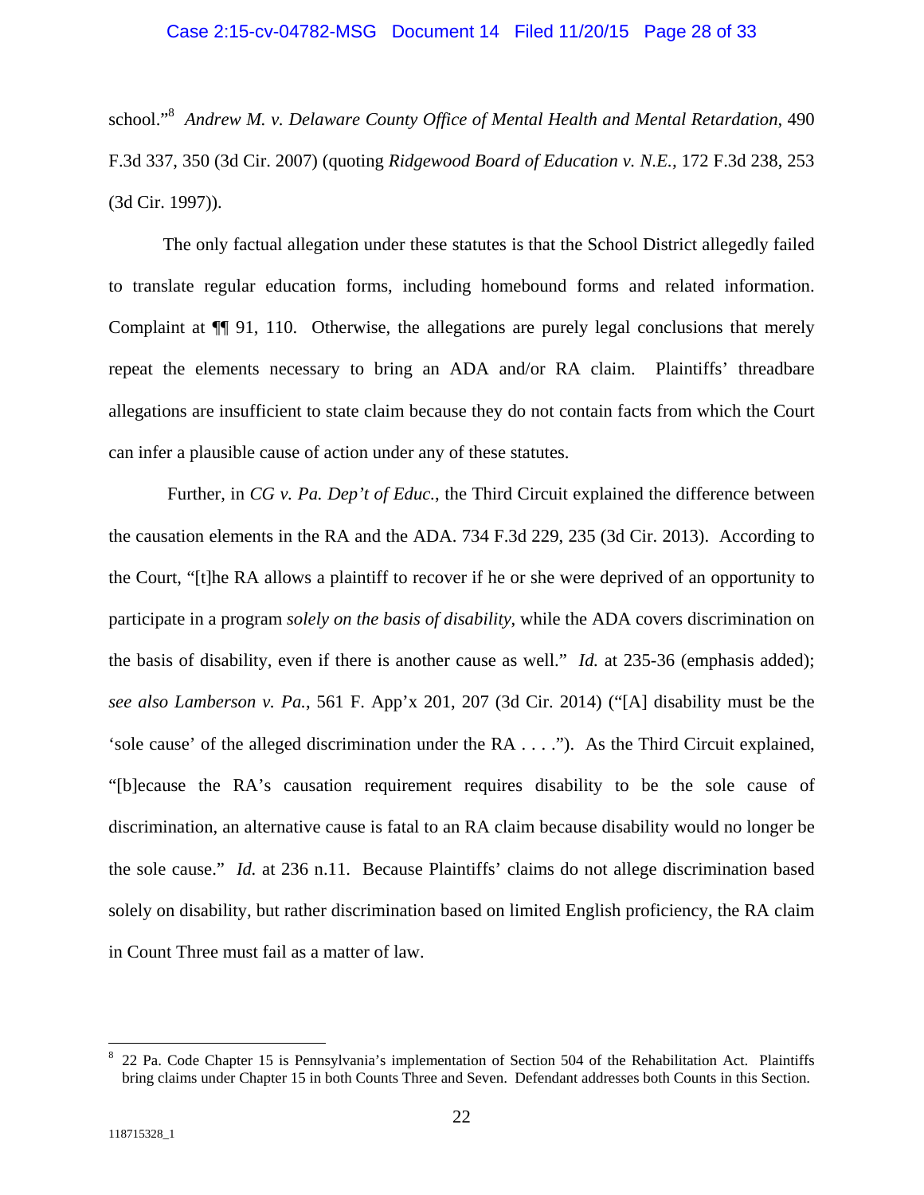school."[8] *Andrew M. v. Delaware County Office of Mental Health and Mental Retardation*, 490 F.3d 337, 350 (3d Cir. 2007) (quoting *Ridgewood Board of Education v. N.E.,* 172 F.3d 238, 253 (3d Cir. 1997)).

The only factual allegation under these statutes is that the School District allegedly failed to translate regular education forms, including homebound forms and related information. Complaint at ¶¶ 91, 110. Otherwise, the allegations are purely legal conclusions that merely repeat the elements necessary to bring an ADA and/or RA claim. Plaintiffs' threadbare allegations are insufficient to state claim because they do not contain facts from which the Court can infer a plausible cause of action under any of these statutes.

Further, in *CG v. Pa. Dep't of Educ.*, the Third Circuit explained the difference between the causation elements in the RA and the ADA. 734 F.3d 229, 235 (3d Cir. 2013). According to the Court, "[t]he RA allows a plaintiff to recover if he or she were deprived of an opportunity to participate in a program *solely on the basis of disability*, while the ADA covers discrimination on the basis of disability, even if there is another cause as well." *Id.* at 235-36 (emphasis added); *see also Lamberson v. Pa.*, 561 F. App'x 201, 207 (3d Cir. 2014) ("[A] disability must be the 'sole cause' of the alleged discrimination under the RA . . . ."). As the Third Circuit explained, "[b]ecause the RA's causation requirement requires disability to be the sole cause of discrimination, an alternative cause is fatal to an RA claim because disability would no longer be the sole cause." *Id.* at 236 n.11. Because Plaintiffs' claims do not allege discrimination based solely on disability, but rather discrimination based on limited English proficiency, the RA claim in Count Three must fail as a matter of law.

---

[8] 22 Pa. Code Chapter 15 is Pennsylvania's implementation of Section 504 of the Rehabilitation Act. Plaintiffs bring claims under Chapter 15 in both Counts Three and Seven. Defendant addresses both Counts in this Section.

118715328_1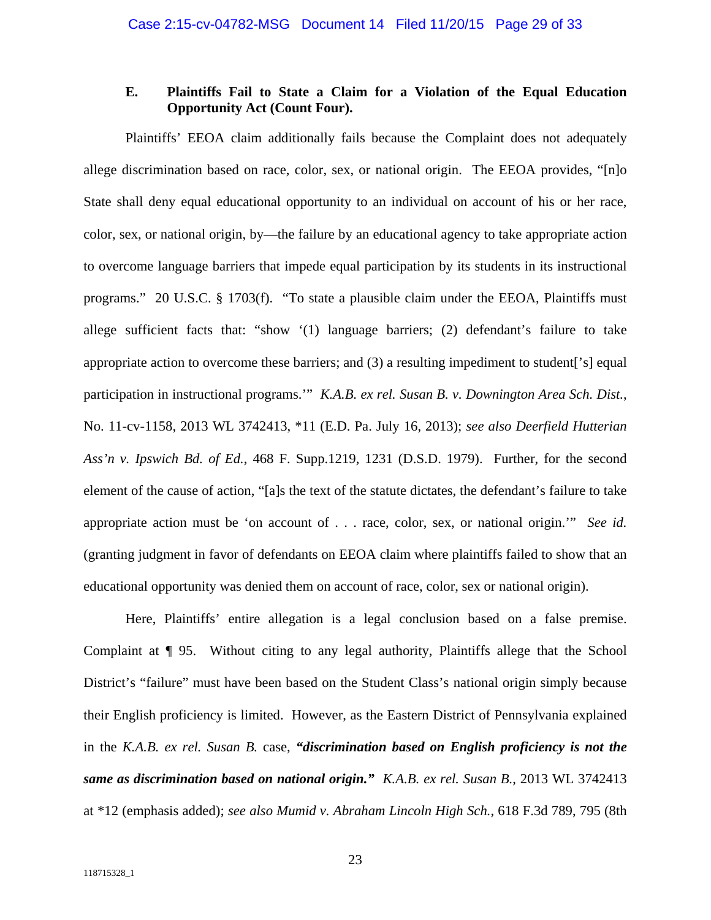### E. Plaintiffs Fail to State a Claim for a Violation of the Equal Education Opportunity Act (Count Four).

Plaintiffs' EEOA claim additionally fails because the Complaint does not adequately allege discrimination based on race, color, sex, or national origin. The EEOA provides, "[n]o State shall deny equal educational opportunity to an individual on account of his or her race, color, sex, or national origin, by—the failure by an educational agency to take appropriate action to overcome language barriers that impede equal participation by its students in its instructional programs." 20 U.S.C. § 1703(f). "To state a plausible claim under the EEOA, Plaintiffs must allege sufficient facts that: "show '(1) language barriers; (2) defendant's failure to take appropriate action to overcome these barriers; and (3) a resulting impediment to student['s] equal participation in instructional programs.'" *K.A.B. ex rel. Susan B. v. Downington Area Sch. Dist.*, No. 11-cv-1158, 2013 WL 3742413, *11 (E.D. Pa. July 16, 2013); *see also Deerfield Hutterian Ass'n v. Ipswich Bd. of Ed.*, 468 F. Supp.1219, 1231 (D.S.D. 1979). Further, for the second element of the cause of action, "[a]s the text of the statute dictates, the defendant's failure to take appropriate action must be 'on account of . . . race, color, sex, or national origin.'" *See id.* (granting judgment in favor of defendants on EEOA claim where plaintiffs failed to show that an educational opportunity was denied them on account of race, color, sex or national origin).

Here, Plaintiffs' entire allegation is a legal conclusion based on a false premise. Complaint at ¶ 95. Without citing to any legal authority, Plaintiffs allege that the School District's "failure" must have been based on the Student Class's national origin simply because their English proficiency is limited. However, as the Eastern District of Pennsylvania explained in the *K.A.B. ex rel. Susan B.* case, ***"discrimination based on English proficiency is not the same as discrimination based on national origin."*** *K.A.B. ex rel. Susan B.*, 2013 WL 3742413 at *12 (emphasis added); *see also Mumid v. Abraham Lincoln High Sch.*, 618 F.3d 789, 795 (8th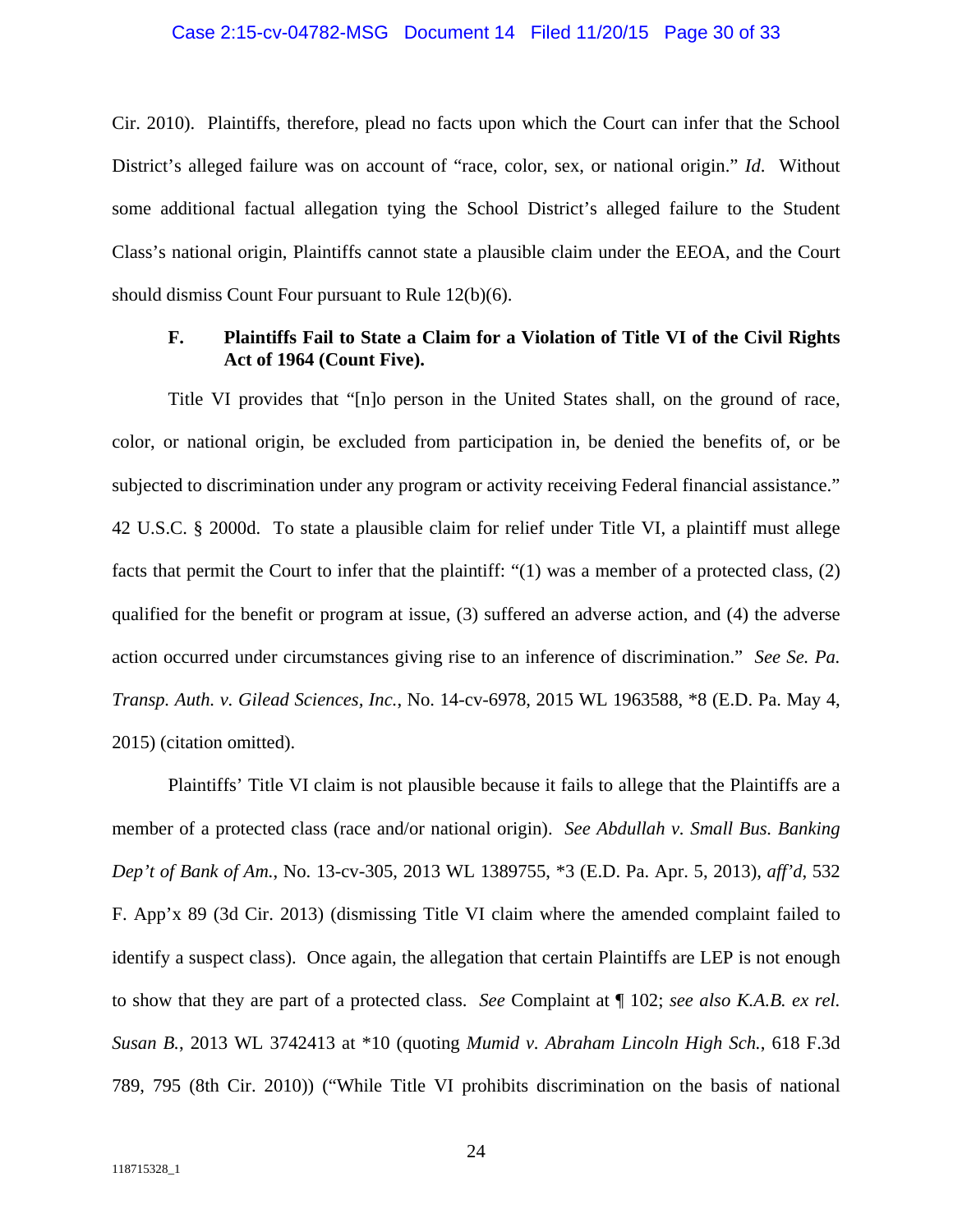Cir. 2010). Plaintiffs, therefore, plead no facts upon which the Court can infer that the School District's alleged failure was on account of "race, color, sex, or national origin." *Id.* Without some additional factual allegation tying the School District's alleged failure to the Student Class's national origin, Plaintiffs cannot state a plausible claim under the EEOA, and the Court should dismiss Count Four pursuant to Rule 12(b)(6).

### F. Plaintiffs Fail to State a Claim for a Violation of Title VI of the Civil Rights Act of 1964 (Count Five).

Title VI provides that "[n]o person in the United States shall, on the ground of race, color, or national origin, be excluded from participation in, be denied the benefits of, or be subjected to discrimination under any program or activity receiving Federal financial assistance." 42 U.S.C. § 2000d. To state a plausible claim for relief under Title VI, a plaintiff must allege facts that permit the Court to infer that the plaintiff: "(1) was a member of a protected class, (2) qualified for the benefit or program at issue, (3) suffered an adverse action, and (4) the adverse action occurred under circumstances giving rise to an inference of discrimination." *See Se. Pa. Transp. Auth. v. Gilead Sciences, Inc.*, No. 14-cv-6978, 2015 WL 1963588, *8 (E.D. Pa. May 4, 2015) (citation omitted).

Plaintiffs' Title VI claim is not plausible because it fails to allege that the Plaintiffs are a member of a protected class (race and/or national origin). *See Abdullah v. Small Bus. Banking Dep't of Bank of Am.*, No. 13-cv-305, 2013 WL 1389755, *3 (E.D. Pa. Apr. 5, 2013), *aff'd*, 532 F. App'x 89 (3d Cir. 2013) (dismissing Title VI claim where the amended complaint failed to identify a suspect class). Once again, the allegation that certain Plaintiffs are LEP is not enough to show that they are part of a protected class. *See* Complaint at ¶ 102; *see also K.A.B. ex rel. Susan B.*, 2013 WL 3742413 at *10 (quoting *Mumid v. Abraham Lincoln High Sch.*, 618 F.3d 789, 795 (8th Cir. 2010)) ("While Title VI prohibits discrimination on the basis of national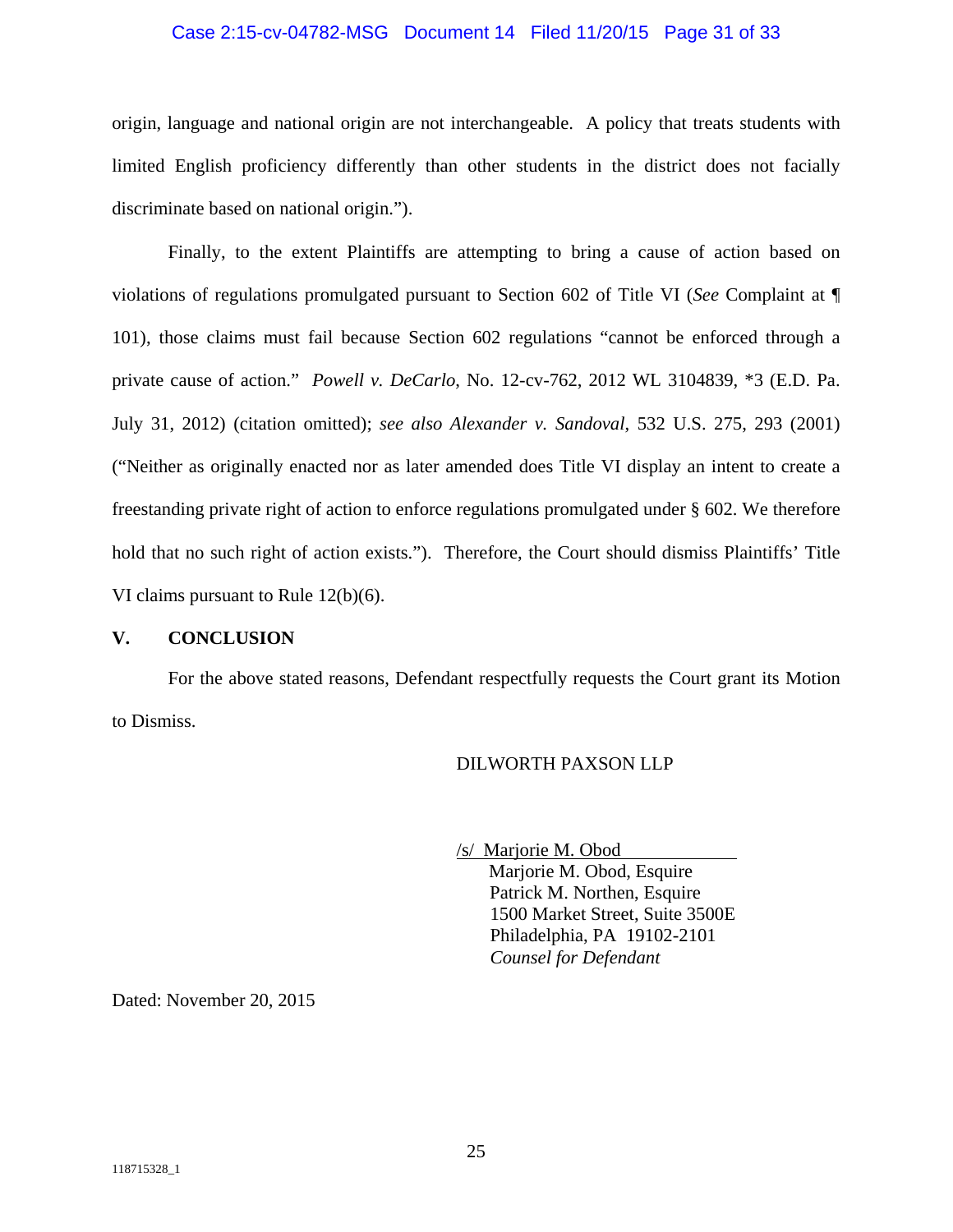origin, language and national origin are not interchangeable. A policy that treats students with limited English proficiency differently than other students in the district does not facially discriminate based on national origin.").

Finally, to the extent Plaintiffs are attempting to bring a cause of action based on violations of regulations promulgated pursuant to Section 602 of Title VI (*See* Complaint at ¶ 101), those claims must fail because Section 602 regulations "cannot be enforced through a private cause of action." *Powell v. DeCarlo*, No. 12-cv-762, 2012 WL 3104839, *3 (E.D. Pa. July 31, 2012) (citation omitted); *see also Alexander v. Sandoval*, 532 U.S. 275, 293 (2001) ("Neither as originally enacted nor as later amended does Title VI display an intent to create a freestanding private right of action to enforce regulations promulgated under § 602. We therefore hold that no such right of action exists."). Therefore, the Court should dismiss Plaintiffs' Title VI claims pursuant to Rule 12(b)(6).

## V. CONCLUSION

For the above stated reasons, Defendant respectfully requests the Court grant its Motion to Dismiss.

DILWORTH PAXSON LLP

/s/ Marjorie M. Obod
Marjorie M. Obod, Esquire
Patrick M. Northen, Esquire
1500 Market Street, Suite 3500E
Philadelphia, PA 19102-2101
*Counsel for Defendant*

Dated: November 20, 2015

118715328_1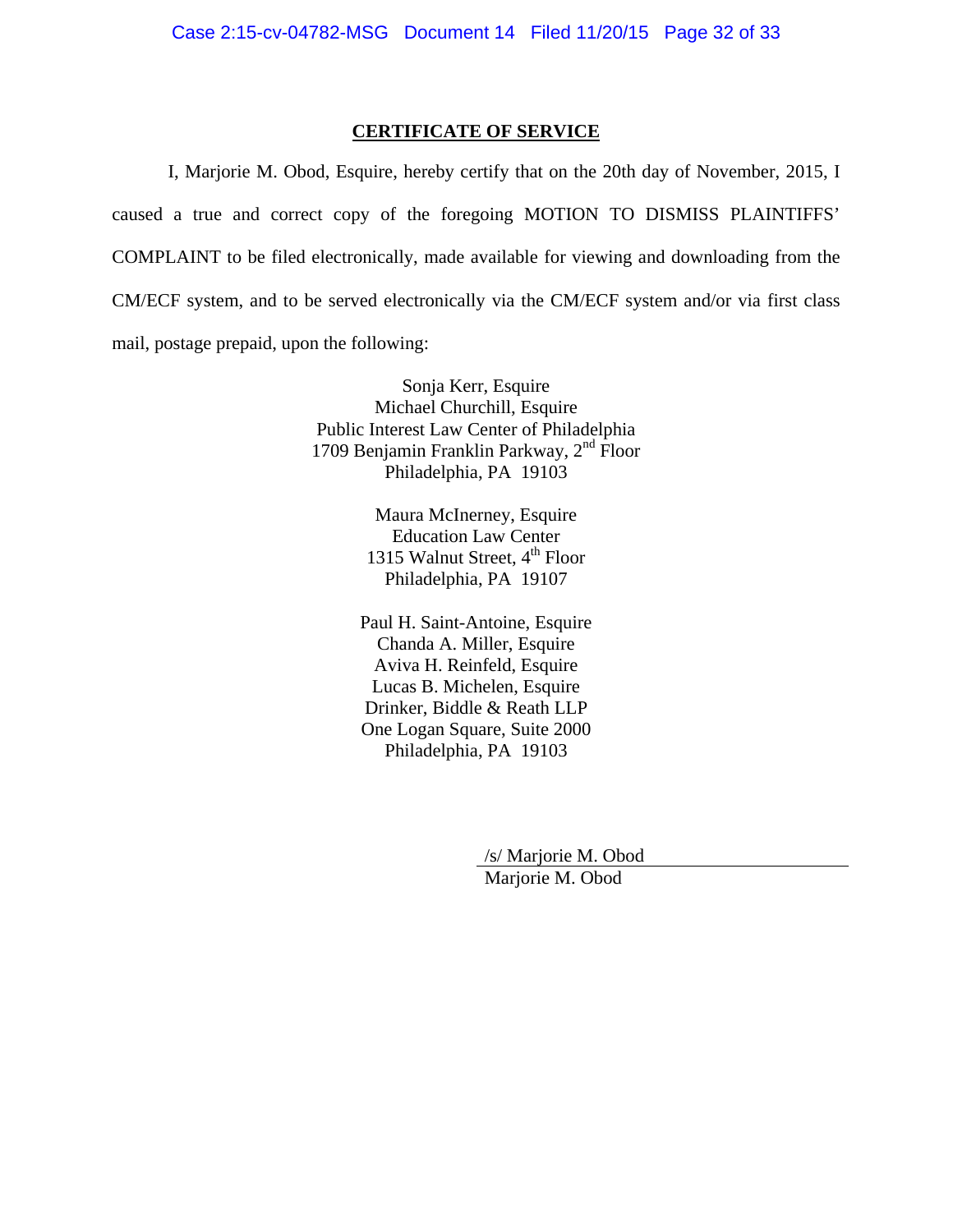**CERTIFICATE OF SERVICE**

I, Marjorie M. Obod, Esquire, hereby certify that on the 20th day of November, 2015, I caused a true and correct copy of the foregoing MOTION TO DISMISS PLAINTIFFS' COMPLAINT to be filed electronically, made available for viewing and downloading from the CM/ECF system, and to be served electronically via the CM/ECF system and/or via first class mail, postage prepaid, upon the following:

Sonja Kerr, Esquire
Michael Churchill, Esquire
Public Interest Law Center of Philadelphia
1709 Benjamin Franklin Parkway, 2nd Floor
Philadelphia, PA 19103

Maura McInerney, Esquire
Education Law Center
1315 Walnut Street, 4th Floor
Philadelphia, PA 19107

Paul H. Saint-Antoine, Esquire
Chanda A. Miller, Esquire
Aviva H. Reinfeld, Esquire
Lucas B. Michelen, Esquire
Drinker, Biddle & Reath LLP
One Logan Square, Suite 2000
Philadelphia, PA 19103

/s/ Marjorie M. Obod
Marjorie M. Obod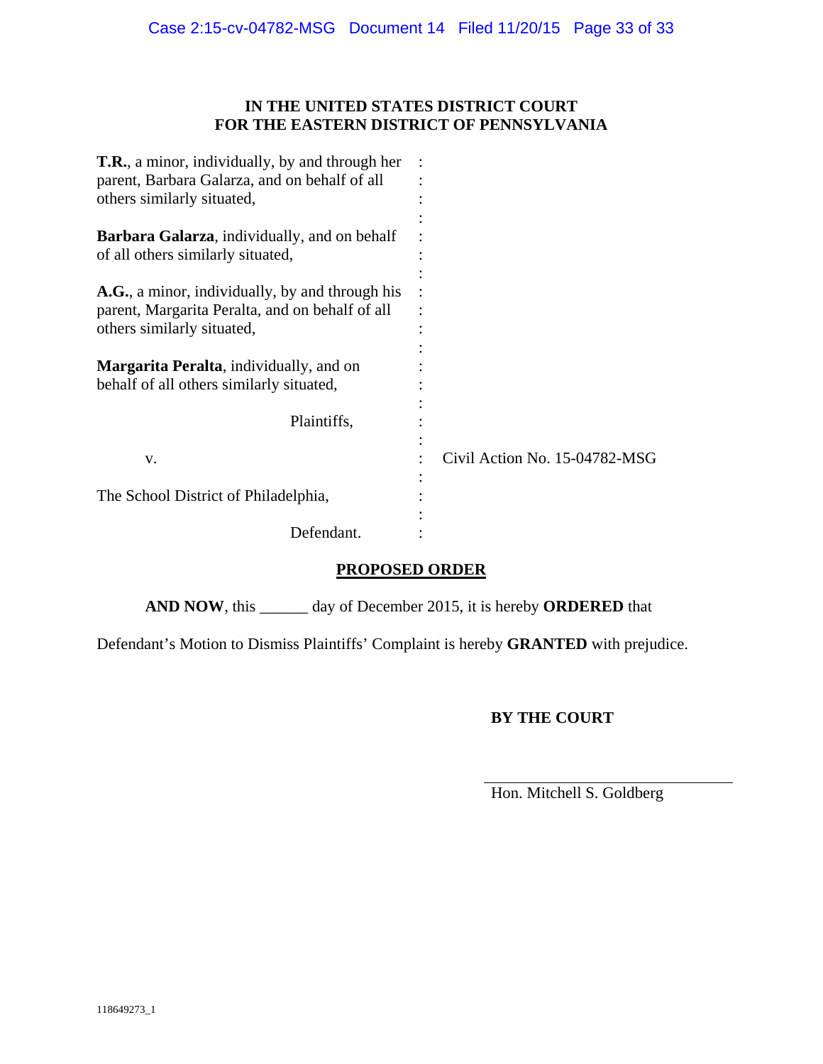**IN THE UNITED STATES DISTRICT COURT**
**FOR THE EASTERN DISTRICT OF PENNSYLVANIA**

| | | |
|---|---|---|
| **T.R.**, a minor, individually, by and through her parent, Barbara Galarza, and on behalf of all others similarly situated, | : | |
| **Barbara Galarza**, individually, and on behalf of all others similarly situated, | : | |
| **A.G.**, a minor, individually, by and through his parent, Margarita Peralta, and on behalf of all others similarly situated, | : | |
| **Margarita Peralta**, individually, and on behalf of all others similarly situated, | : | |
| Plaintiffs, | : | |
| v. | : | Civil Action No. 15-04782-MSG |
| The School District of Philadelphia, | : | |
| Defendant. | : | |

**PROPOSED ORDER**

**AND NOW**, this ______ day of December 2015, it is hereby **ORDERED** that Defendant's Motion to Dismiss Plaintiffs' Complaint is hereby **GRANTED** with prejudice.

**BY THE COURT**

______________________________
Hon. Mitchell S. Goldberg

118649273_1